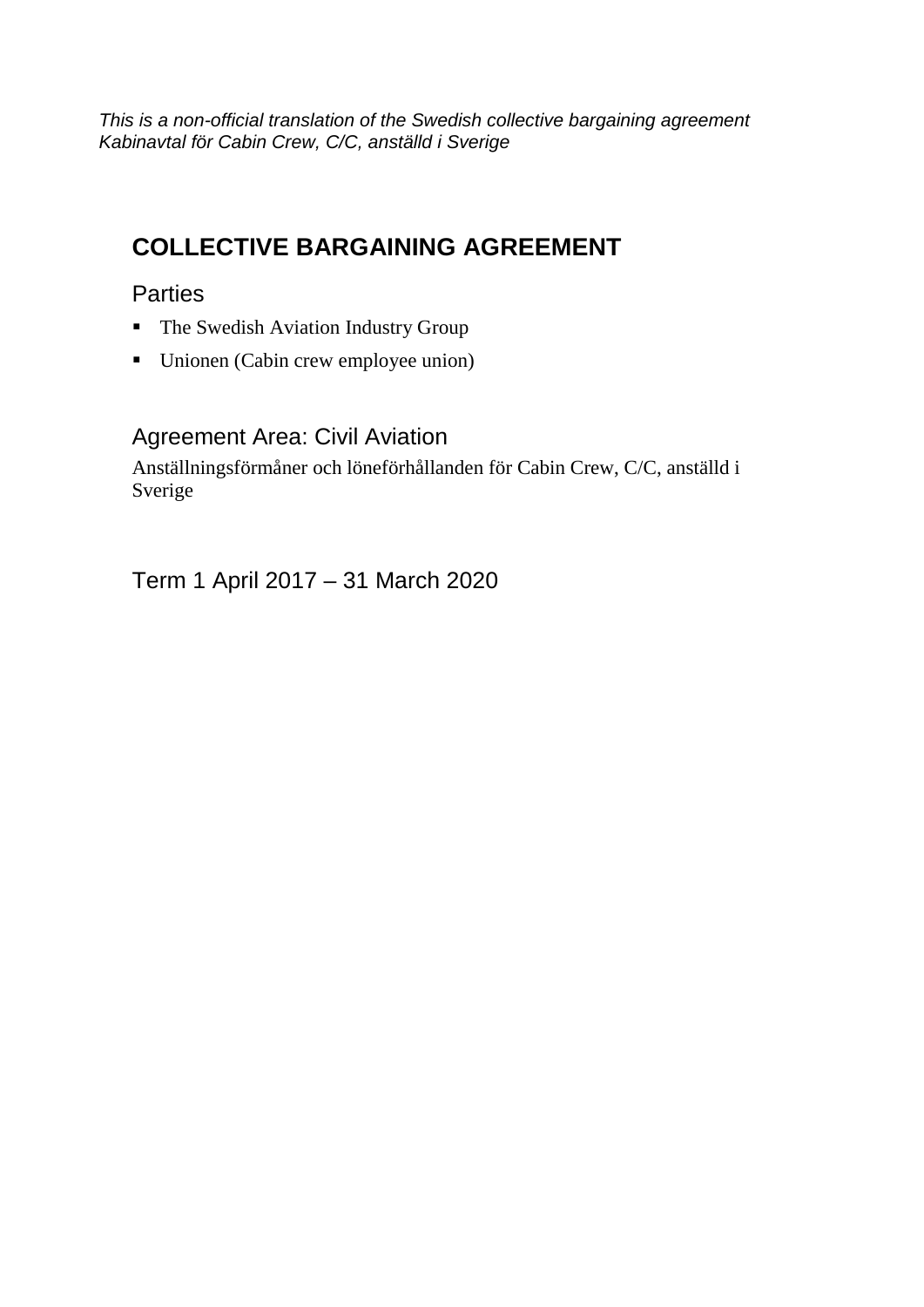*This is a non-official translation of the Swedish collective bargaining agreement Kabinavtal för Cabin Crew, C/C, anställd i Sverige*

# COLLECTIVE BARGAINING AGREEMENT

## Parties

- The Swedish Aviation Industry Group
- Unionen (Cabin crew employee union)

## Agreement Area: Civil Aviation

Anställningsförmåner och löneförhållanden för Cabin Crew, C/C, anställd i Sverige

## Term 1 April 2017 – 31 March 2020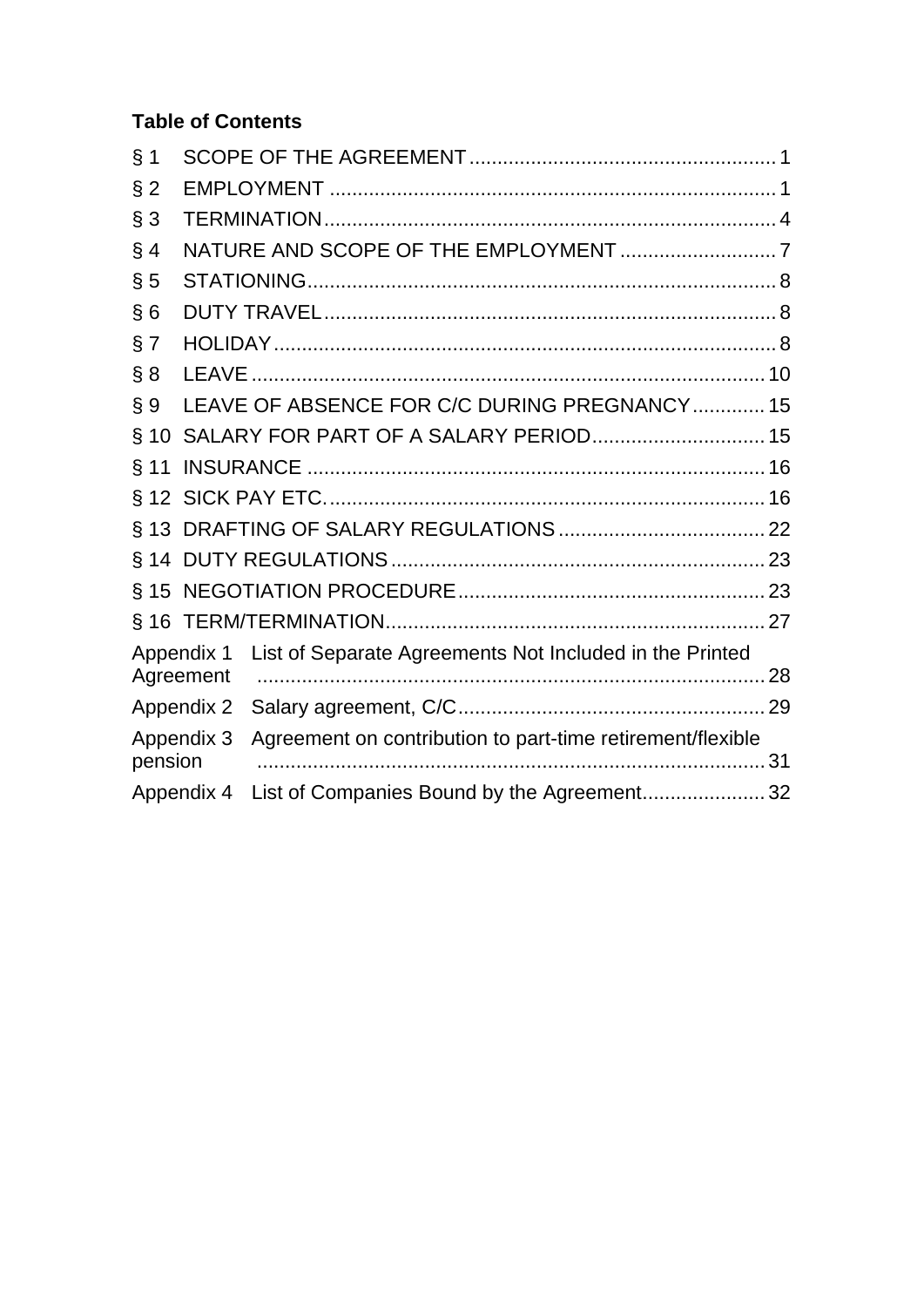**Table of Contents**

§ 1 SCOPE OF THE AGREEMENT ........................................................ 1
§ 2 EMPLOYMENT ................................................................................ 1
§ 3 TERMINATION ................................................................................ 4
§ 4 NATURE AND SCOPE OF THE EMPLOYMENT ............................ 7
§ 5 STATIONING .................................................................................... 8
§ 6 DUTY TRAVEL ................................................................................. 8
§ 7 HOLIDAY .......................................................................................... 8
§ 8 LEAVE ............................................................................................ 10
§ 9 LEAVE OF ABSENCE FOR C/C DURING PREGNANCY ............. 15
§ 10 SALARY FOR PART OF A SALARY PERIOD ............................... 15
§ 11 INSURANCE .................................................................................. 16
§ 12 SICK PAY ETC. .............................................................................. 16
§ 13 DRAFTING OF SALARY REGULATIONS ..................................... 22
§ 14 DUTY REGULATIONS ................................................................... 23
§ 15 NEGOTIATION PROCEDURE ....................................................... 23
§ 16 TERM/TERMINATION .................................................................... 27
Appendix 1 List of Separate Agreements Not Included in the Printed Agreement ................................................................................ 28
Appendix 2 Salary agreement, C/C ....................................................... 29
Appendix 3 Agreement on contribution to part-time retirement/flexible pension ................................................................................ 31
Appendix 4 List of Companies Bound by the Agreement ...................... 32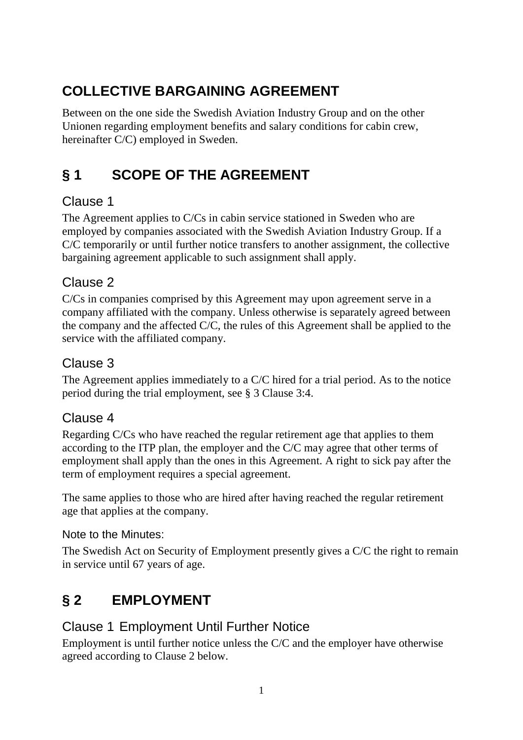# COLLECTIVE BARGAINING AGREEMENT

Between on the one side the Swedish Aviation Industry Group and on the other Unionen regarding employment benefits and salary conditions for cabin crew, hereinafter C/C) employed in Sweden.

## § 1 SCOPE OF THE AGREEMENT

### Clause 1

The Agreement applies to C/Cs in cabin service stationed in Sweden who are employed by companies associated with the Swedish Aviation Industry Group. If a C/C temporarily or until further notice transfers to another assignment, the collective bargaining agreement applicable to such assignment shall apply.

### Clause 2

C/Cs in companies comprised by this Agreement may upon agreement serve in a company affiliated with the company. Unless otherwise is separately agreed between the company and the affected C/C, the rules of this Agreement shall be applied to the service with the affiliated company.

### Clause 3

The Agreement applies immediately to a C/C hired for a trial period. As to the notice period during the trial employment, see § 3 Clause 3:4.

### Clause 4

Regarding C/Cs who have reached the regular retirement age that applies to them according to the ITP plan, the employer and the C/C may agree that other terms of employment shall apply than the ones in this Agreement. A right to sick pay after the term of employment requires a special agreement.

The same applies to those who are hired after having reached the regular retirement age that applies at the company.

Note to the Minutes:

The Swedish Act on Security of Employment presently gives a C/C the right to remain in service until 67 years of age.

## § 2 EMPLOYMENT

### Clause 1 Employment Until Further Notice

Employment is until further notice unless the C/C and the employer have otherwise agreed according to Clause 2 below.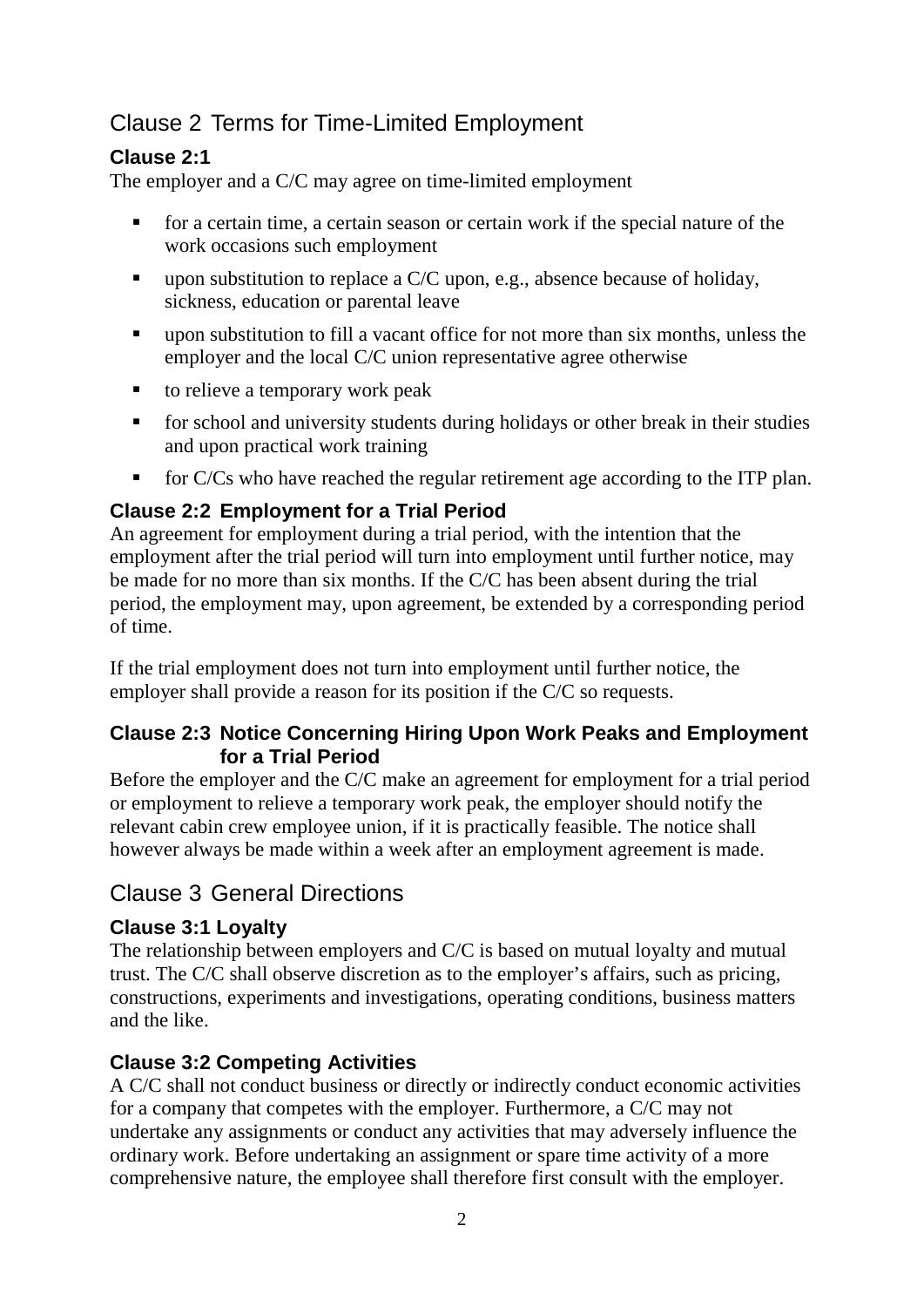## Clause 2 Terms for Time-Limited Employment

### Clause 2:1

The employer and a C/C may agree on time-limited employment

- for a certain time, a certain season or certain work if the special nature of the work occasions such employment
- upon substitution to replace a C/C upon, e.g., absence because of holiday, sickness, education or parental leave
- upon substitution to fill a vacant office for not more than six months, unless the employer and the local C/C union representative agree otherwise
- to relieve a temporary work peak
- for school and university students during holidays or other break in their studies and upon practical work training
- for C/Cs who have reached the regular retirement age according to the ITP plan.

### Clause 2:2 Employment for a Trial Period

An agreement for employment during a trial period, with the intention that the employment after the trial period will turn into employment until further notice, may be made for no more than six months. If the C/C has been absent during the trial period, the employment may, upon agreement, be extended by a corresponding period of time.

If the trial employment does not turn into employment until further notice, the employer shall provide a reason for its position if the C/C so requests.

### Clause 2:3 Notice Concerning Hiring Upon Work Peaks and Employment for a Trial Period

Before the employer and the C/C make an agreement for employment for a trial period or employment to relieve a temporary work peak, the employer should notify the relevant cabin crew employee union, if it is practically feasible. The notice shall however always be made within a week after an employment agreement is made.

## Clause 3 General Directions

### Clause 3:1 Loyalty

The relationship between employers and C/C is based on mutual loyalty and mutual trust. The C/C shall observe discretion as to the employer's affairs, such as pricing, constructions, experiments and investigations, operating conditions, business matters and the like.

### Clause 3:2 Competing Activities

A C/C shall not conduct business or directly or indirectly conduct economic activities for a company that competes with the employer. Furthermore, a C/C may not undertake any assignments or conduct any activities that may adversely influence the ordinary work. Before undertaking an assignment or spare time activity of a more comprehensive nature, the employee shall therefore first consult with the employer.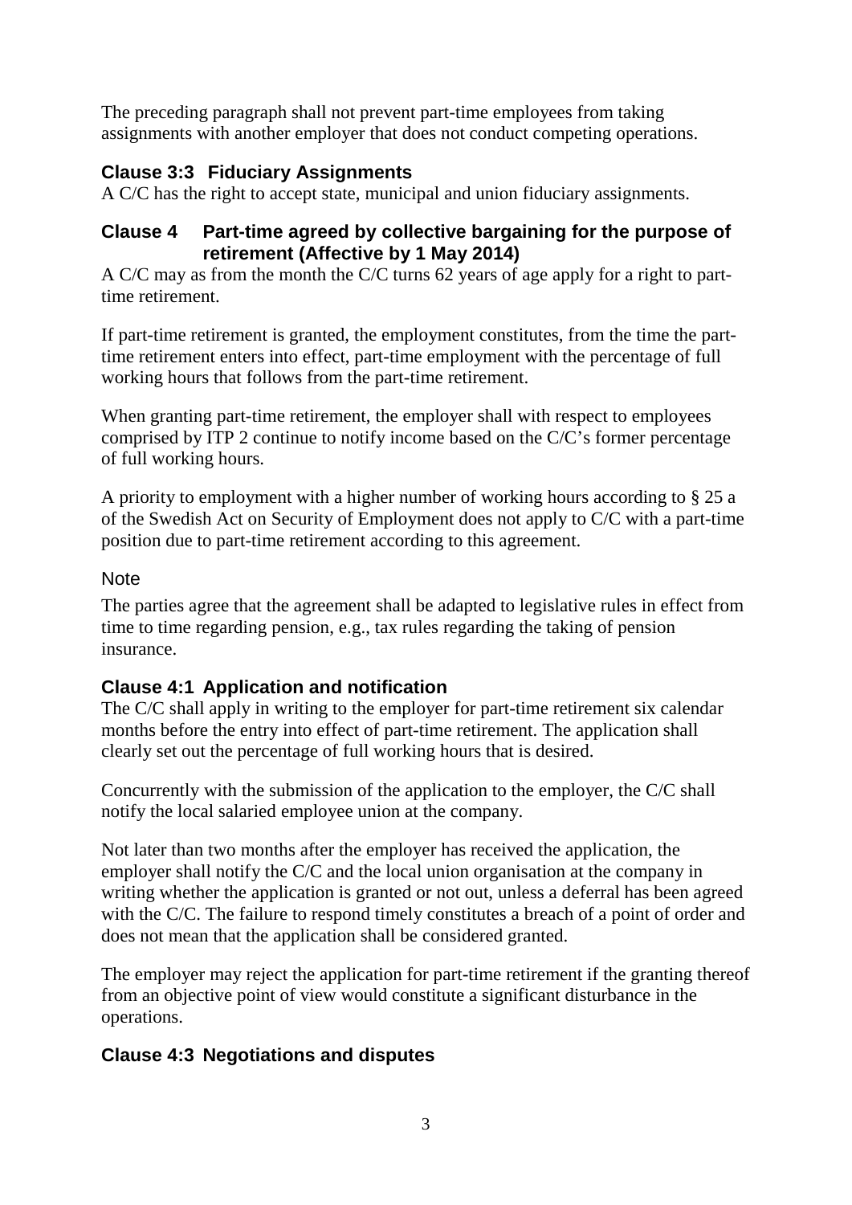The preceding paragraph shall not prevent part-time employees from taking assignments with another employer that does not conduct competing operations.

### Clause 3:3 Fiduciary Assignments

A C/C has the right to accept state, municipal and union fiduciary assignments.

### Clause 4 Part-time agreed by collective bargaining for the purpose of retirement (Affective by 1 May 2014)

A C/C may as from the month the C/C turns 62 years of age apply for a right to part-time retirement.

If part-time retirement is granted, the employment constitutes, from the time the part-time retirement enters into effect, part-time employment with the percentage of full working hours that follows from the part-time retirement.

When granting part-time retirement, the employer shall with respect to employees comprised by ITP 2 continue to notify income based on the C/C's former percentage of full working hours.

A priority to employment with a higher number of working hours according to § 25 a of the Swedish Act on Security of Employment does not apply to C/C with a part-time position due to part-time retirement according to this agreement.

Note

The parties agree that the agreement shall be adapted to legislative rules in effect from time to time regarding pension, e.g., tax rules regarding the taking of pension insurance.

### Clause 4:1 Application and notification

The C/C shall apply in writing to the employer for part-time retirement six calendar months before the entry into effect of part-time retirement. The application shall clearly set out the percentage of full working hours that is desired.

Concurrently with the submission of the application to the employer, the C/C shall notify the local salaried employee union at the company.

Not later than two months after the employer has received the application, the employer shall notify the C/C and the local union organisation at the company in writing whether the application is granted or not out, unless a deferral has been agreed with the C/C. The failure to respond timely constitutes a breach of a point of order and does not mean that the application shall be considered granted.

The employer may reject the application for part-time retirement if the granting thereof from an objective point of view would constitute a significant disturbance in the operations.

### Clause 4:3 Negotiations and disputes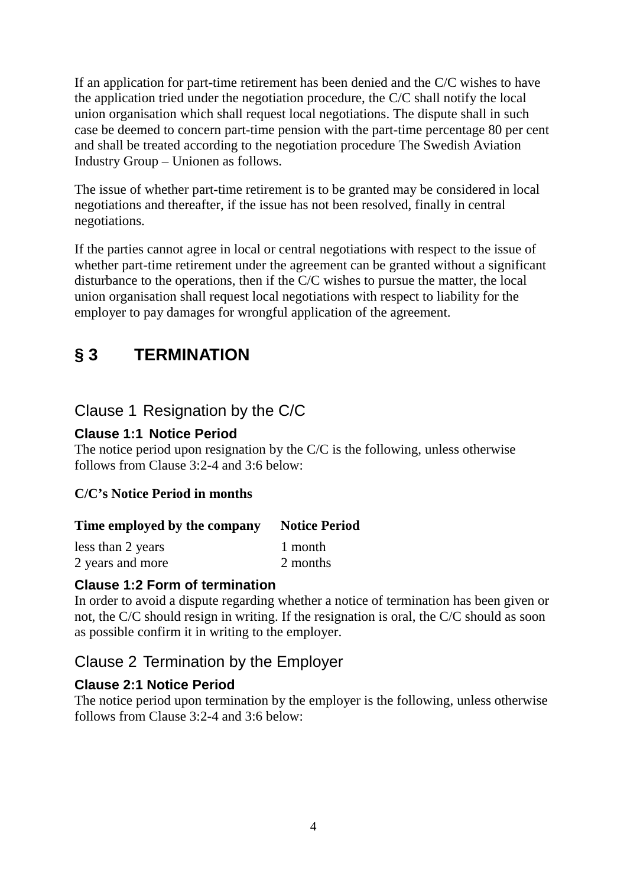If an application for part-time retirement has been denied and the C/C wishes to have the application tried under the negotiation procedure, the C/C shall notify the local union organisation which shall request local negotiations. The dispute shall in such case be deemed to concern part-time pension with the part-time percentage 80 per cent and shall be treated according to the negotiation procedure The Swedish Aviation Industry Group – Unionen as follows.

The issue of whether part-time retirement is to be granted may be considered in local negotiations and thereafter, if the issue has not been resolved, finally in central negotiations.

If the parties cannot agree in local or central negotiations with respect to the issue of whether part-time retirement under the agreement can be granted without a significant disturbance to the operations, then if the C/C wishes to pursue the matter, the local union organisation shall request local negotiations with respect to liability for the employer to pay damages for wrongful application of the agreement.

# § 3 TERMINATION

## Clause 1 Resignation by the C/C

### Clause 1:1 Notice Period

The notice period upon resignation by the C/C is the following, unless otherwise follows from Clause 3:2-4 and 3:6 below:

**C/C's Notice Period in months**

| Time employed by the company | Notice Period |
|---|---|
| less than 2 years | 1 month |
| 2 years and more | 2 months |

### Clause 1:2 Form of termination

In order to avoid a dispute regarding whether a notice of termination has been given or not, the C/C should resign in writing. If the resignation is oral, the C/C should as soon as possible confirm it in writing to the employer.

## Clause 2 Termination by the Employer

### Clause 2:1 Notice Period

The notice period upon termination by the employer is the following, unless otherwise follows from Clause 3:2-4 and 3:6 below: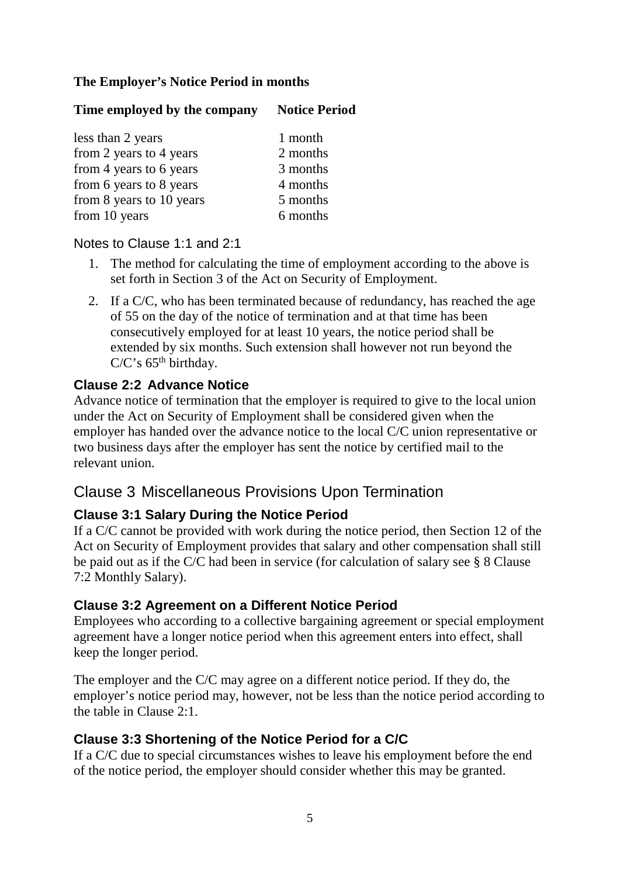**The Employer's Notice Period in months**

| Time employed by the company | Notice Period |
|---|---|
| less than 2 years | 1 month |
| from 2 years to 4 years | 2 months |
| from 4 years to 6 years | 3 months |
| from 6 years to 8 years | 4 months |
| from 8 years to 10 years | 5 months |
| from 10 years | 6 months |

Notes to Clause 1:1 and 2:1

1. The method for calculating the time of employment according to the above is set forth in Section 3 of the Act on Security of Employment.
2. If a C/C, who has been terminated because of redundancy, has reached the age of 55 on the day of the notice of termination and at that time has been consecutively employed for at least 10 years, the notice period shall be extended by six months. Such extension shall however not run beyond the C/C's 65th birthday.

### Clause 2:2 Advance Notice

Advance notice of termination that the employer is required to give to the local union under the Act on Security of Employment shall be considered given when the employer has handed over the advance notice to the local C/C union representative or two business days after the employer has sent the notice by certified mail to the relevant union.

## Clause 3 Miscellaneous Provisions Upon Termination

### Clause 3:1 Salary During the Notice Period

If a C/C cannot be provided with work during the notice period, then Section 12 of the Act on Security of Employment provides that salary and other compensation shall still be paid out as if the C/C had been in service (for calculation of salary see § 8 Clause 7:2 Monthly Salary).

### Clause 3:2 Agreement on a Different Notice Period

Employees who according to a collective bargaining agreement or special employment agreement have a longer notice period when this agreement enters into effect, shall keep the longer period.

The employer and the C/C may agree on a different notice period. If they do, the employer's notice period may, however, not be less than the notice period according to the table in Clause 2:1.

### Clause 3:3 Shortening of the Notice Period for a C/C

If a C/C due to special circumstances wishes to leave his employment before the end of the notice period, the employer should consider whether this may be granted.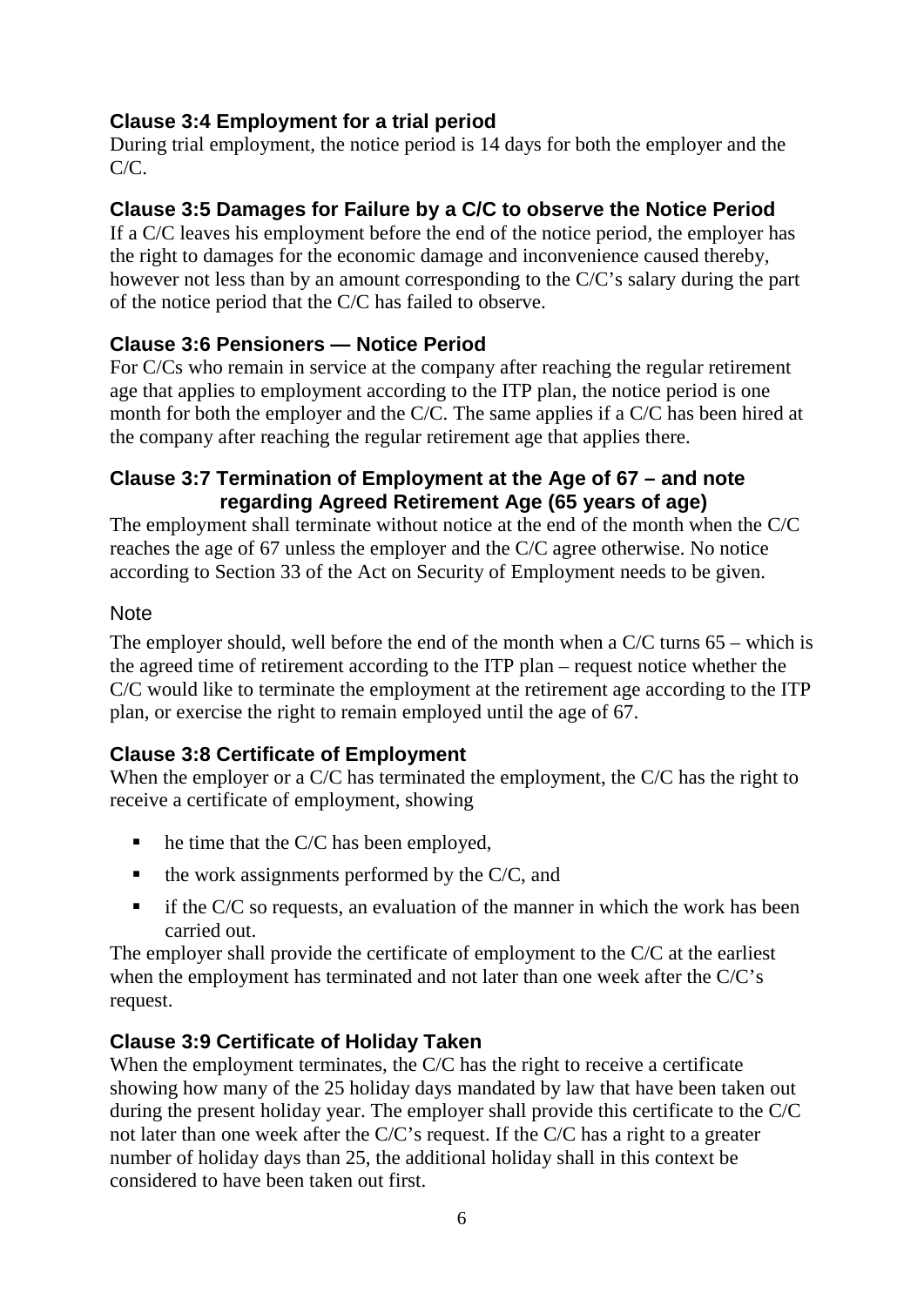### Clause 3:4 Employment for a trial period

During trial employment, the notice period is 14 days for both the employer and the C/C.

### Clause 3:5 Damages for Failure by a C/C to observe the Notice Period

If a C/C leaves his employment before the end of the notice period, the employer has the right to damages for the economic damage and inconvenience caused thereby, however not less than by an amount corresponding to the C/C's salary during the part of the notice period that the C/C has failed to observe.

### Clause 3:6 Pensioners — Notice Period

For C/Cs who remain in service at the company after reaching the regular retirement age that applies to employment according to the ITP plan, the notice period is one month for both the employer and the C/C. The same applies if a C/C has been hired at the company after reaching the regular retirement age that applies there.

### Clause 3:7 Termination of Employment at the Age of 67 – and note regarding Agreed Retirement Age (65 years of age)

The employment shall terminate without notice at the end of the month when the C/C reaches the age of 67 unless the employer and the C/C agree otherwise. No notice according to Section 33 of the Act on Security of Employment needs to be given.

Note

The employer should, well before the end of the month when a C/C turns 65 – which is the agreed time of retirement according to the ITP plan – request notice whether the C/C would like to terminate the employment at the retirement age according to the ITP plan, or exercise the right to remain employed until the age of 67.

### Clause 3:8 Certificate of Employment

When the employer or a C/C has terminated the employment, the C/C has the right to receive a certificate of employment, showing

- he time that the C/C has been employed,
- the work assignments performed by the C/C, and
- if the C/C so requests, an evaluation of the manner in which the work has been carried out.

The employer shall provide the certificate of employment to the C/C at the earliest when the employment has terminated and not later than one week after the C/C's request.

### Clause 3:9 Certificate of Holiday Taken

When the employment terminates, the C/C has the right to receive a certificate showing how many of the 25 holiday days mandated by law that have been taken out during the present holiday year. The employer shall provide this certificate to the C/C not later than one week after the C/C's request. If the C/C has a right to a greater number of holiday days than 25, the additional holiday shall in this context be considered to have been taken out first.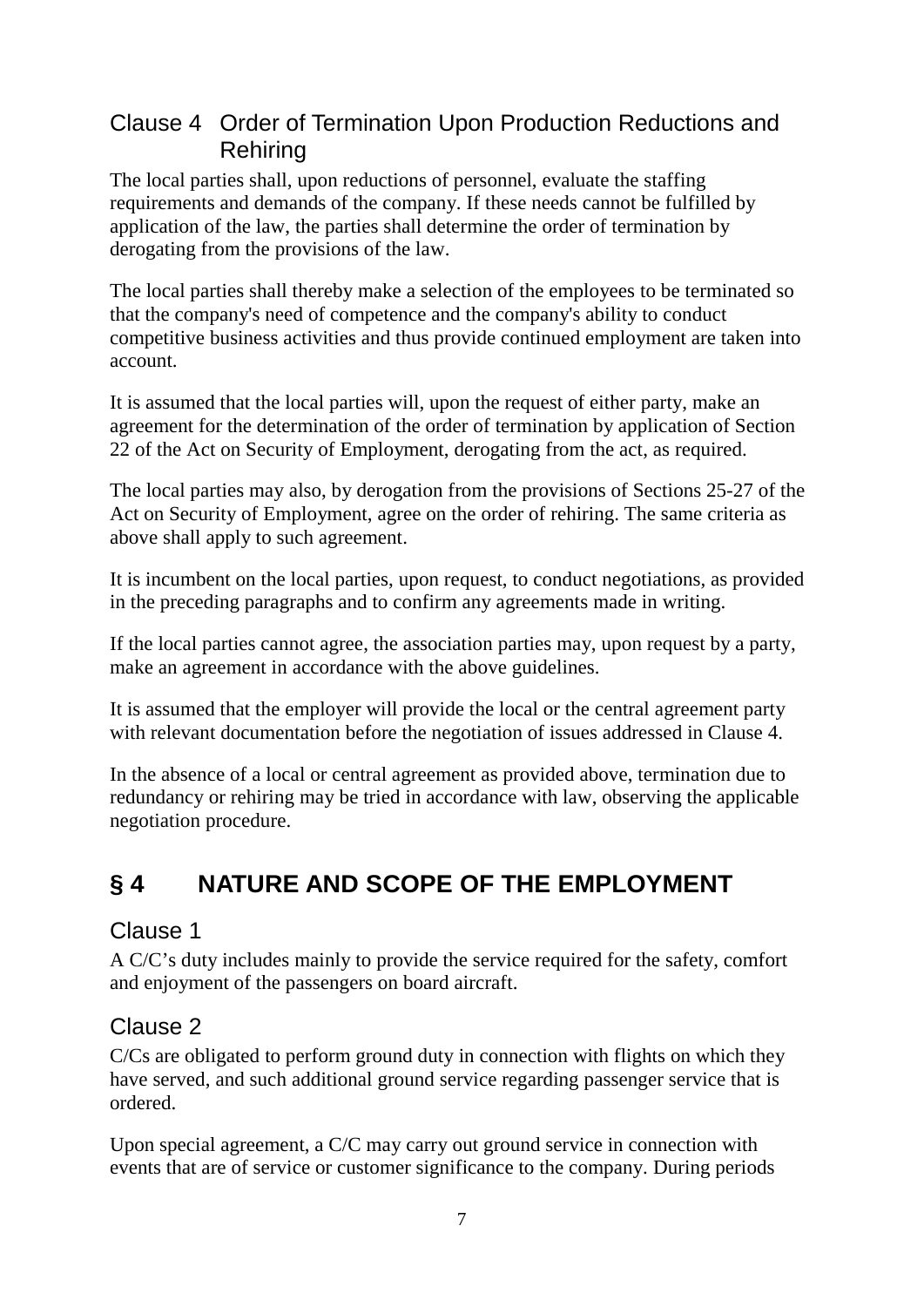### Clause 4 Order of Termination Upon Production Reductions and Rehiring

The local parties shall, upon reductions of personnel, evaluate the staffing requirements and demands of the company. If these needs cannot be fulfilled by application of the law, the parties shall determine the order of termination by derogating from the provisions of the law.

The local parties shall thereby make a selection of the employees to be terminated so that the company's need of competence and the company's ability to conduct competitive business activities and thus provide continued employment are taken into account.

It is assumed that the local parties will, upon the request of either party, make an agreement for the determination of the order of termination by application of Section 22 of the Act on Security of Employment, derogating from the act, as required.

The local parties may also, by derogation from the provisions of Sections 25-27 of the Act on Security of Employment, agree on the order of rehiring. The same criteria as above shall apply to such agreement.

It is incumbent on the local parties, upon request, to conduct negotiations, as provided in the preceding paragraphs and to confirm any agreements made in writing.

If the local parties cannot agree, the association parties may, upon request by a party, make an agreement in accordance with the above guidelines.

It is assumed that the employer will provide the local or the central agreement party with relevant documentation before the negotiation of issues addressed in Clause 4.

In the absence of a local or central agreement as provided above, termination due to redundancy or rehiring may be tried in accordance with law, observing the applicable negotiation procedure.

## § 4 NATURE AND SCOPE OF THE EMPLOYMENT

### Clause 1

A C/C's duty includes mainly to provide the service required for the safety, comfort and enjoyment of the passengers on board aircraft.

### Clause 2

C/Cs are obligated to perform ground duty in connection with flights on which they have served, and such additional ground service regarding passenger service that is ordered.

Upon special agreement, a C/C may carry out ground service in connection with events that are of service or customer significance to the company. During periods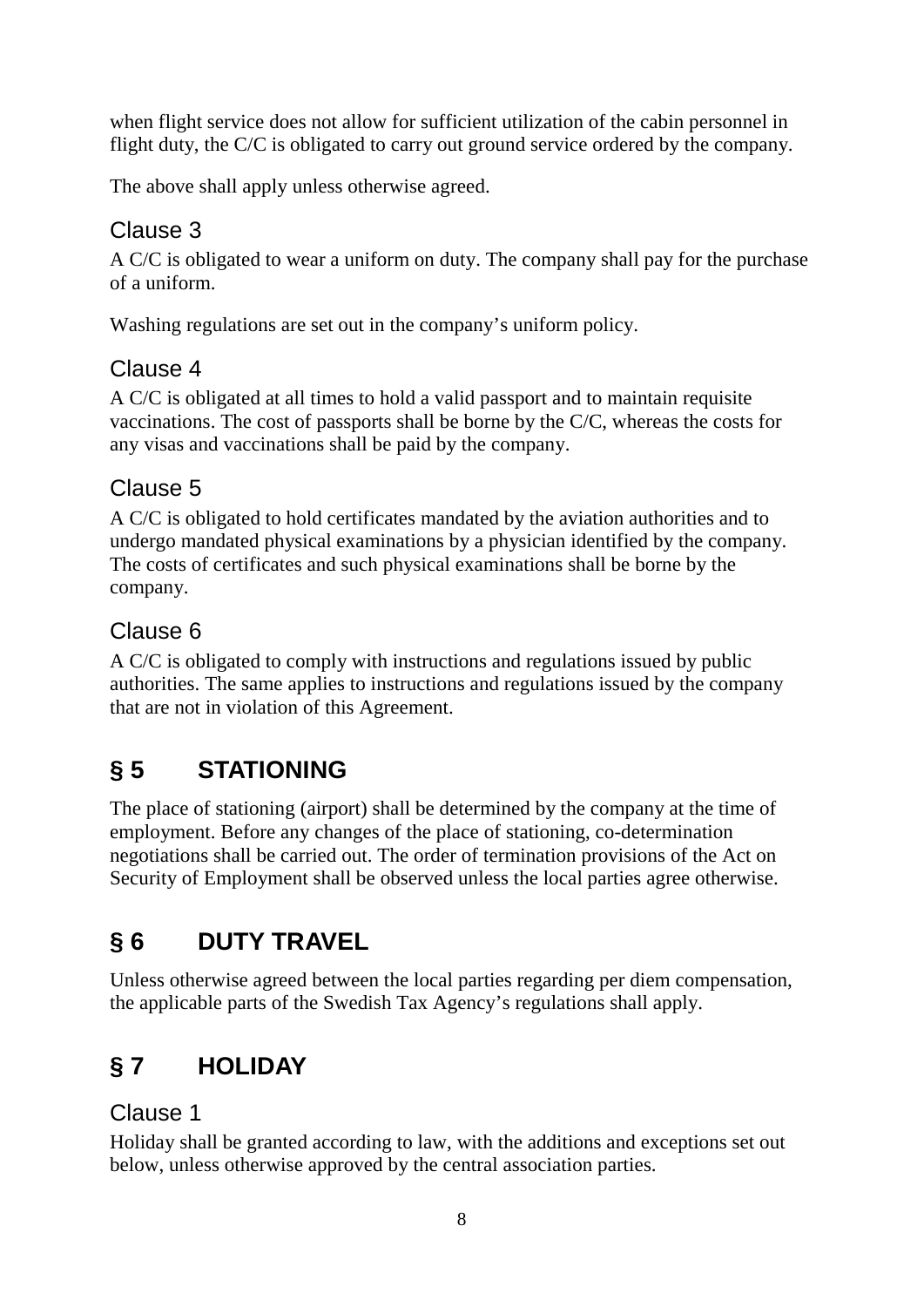when flight service does not allow for sufficient utilization of the cabin personnel in flight duty, the C/C is obligated to carry out ground service ordered by the company.

The above shall apply unless otherwise agreed.

### Clause 3

A C/C is obligated to wear a uniform on duty. The company shall pay for the purchase of a uniform.

Washing regulations are set out in the company's uniform policy.

### Clause 4

A C/C is obligated at all times to hold a valid passport and to maintain requisite vaccinations. The cost of passports shall be borne by the C/C, whereas the costs for any visas and vaccinations shall be paid by the company.

### Clause 5

A C/C is obligated to hold certificates mandated by the aviation authorities and to undergo mandated physical examinations by a physician identified by the company. The costs of certificates and such physical examinations shall be borne by the company.

### Clause 6

A C/C is obligated to comply with instructions and regulations issued by public authorities. The same applies to instructions and regulations issued by the company that are not in violation of this Agreement.

## § 5 STATIONING

The place of stationing (airport) shall be determined by the company at the time of employment. Before any changes of the place of stationing, co-determination negotiations shall be carried out. The order of termination provisions of the Act on Security of Employment shall be observed unless the local parties agree otherwise.

## § 6 DUTY TRAVEL

Unless otherwise agreed between the local parties regarding per diem compensation, the applicable parts of the Swedish Tax Agency's regulations shall apply.

## § 7 HOLIDAY

### Clause 1

Holiday shall be granted according to law, with the additions and exceptions set out below, unless otherwise approved by the central association parties.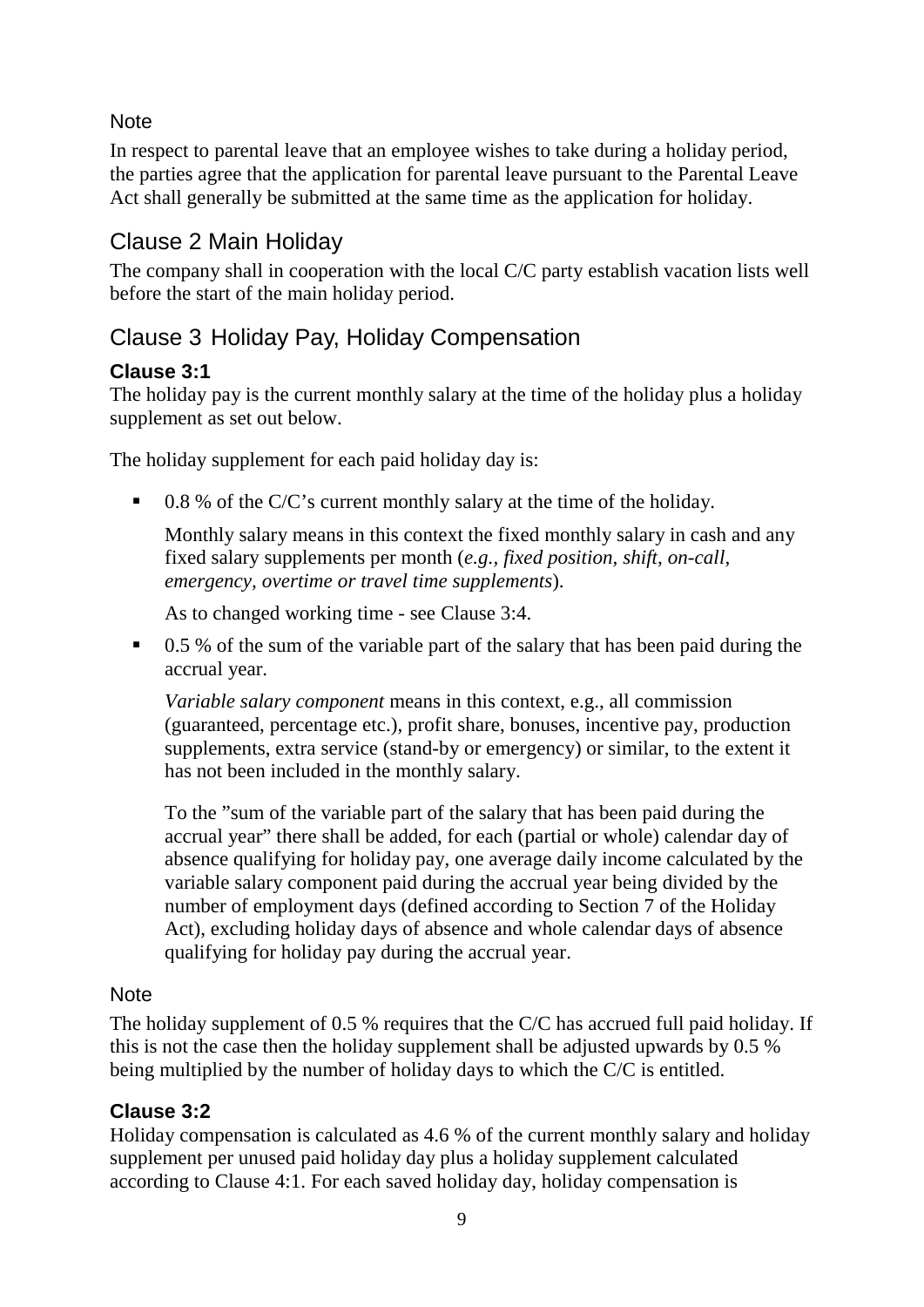Note

In respect to parental leave that an employee wishes to take during a holiday period, the parties agree that the application for parental leave pursuant to the Parental Leave Act shall generally be submitted at the same time as the application for holiday.

## Clause 2 Main Holiday

The company shall in cooperation with the local C/C party establish vacation lists well before the start of the main holiday period.

## Clause 3 Holiday Pay, Holiday Compensation

### Clause 3:1

The holiday pay is the current monthly salary at the time of the holiday plus a holiday supplement as set out below.

The holiday supplement for each paid holiday day is:

- 0.8 % of the C/C's current monthly salary at the time of the holiday.

  Monthly salary means in this context the fixed monthly salary in cash and any fixed salary supplements per month (*e.g., fixed position, shift, on-call, emergency, overtime or travel time supplements*).

  As to changed working time - see Clause 3:4.

- 0.5 % of the sum of the variable part of the salary that has been paid during the accrual year.

  *Variable salary component* means in this context, e.g., all commission (guaranteed, percentage etc.), profit share, bonuses, incentive pay, production supplements, extra service (stand-by or emergency) or similar, to the extent it has not been included in the monthly salary.

  To the "sum of the variable part of the salary that has been paid during the accrual year" there shall be added, for each (partial or whole) calendar day of absence qualifying for holiday pay, one average daily income calculated by the variable salary component paid during the accrual year being divided by the number of employment days (defined according to Section 7 of the Holiday Act), excluding holiday days of absence and whole calendar days of absence qualifying for holiday pay during the accrual year.

Note

The holiday supplement of 0.5 % requires that the C/C has accrued full paid holiday. If this is not the case then the holiday supplement shall be adjusted upwards by 0.5 % being multiplied by the number of holiday days to which the C/C is entitled.

### Clause 3:2

Holiday compensation is calculated as 4.6 % of the current monthly salary and holiday supplement per unused paid holiday day plus a holiday supplement calculated according to Clause 4:1. For each saved holiday day, holiday compensation is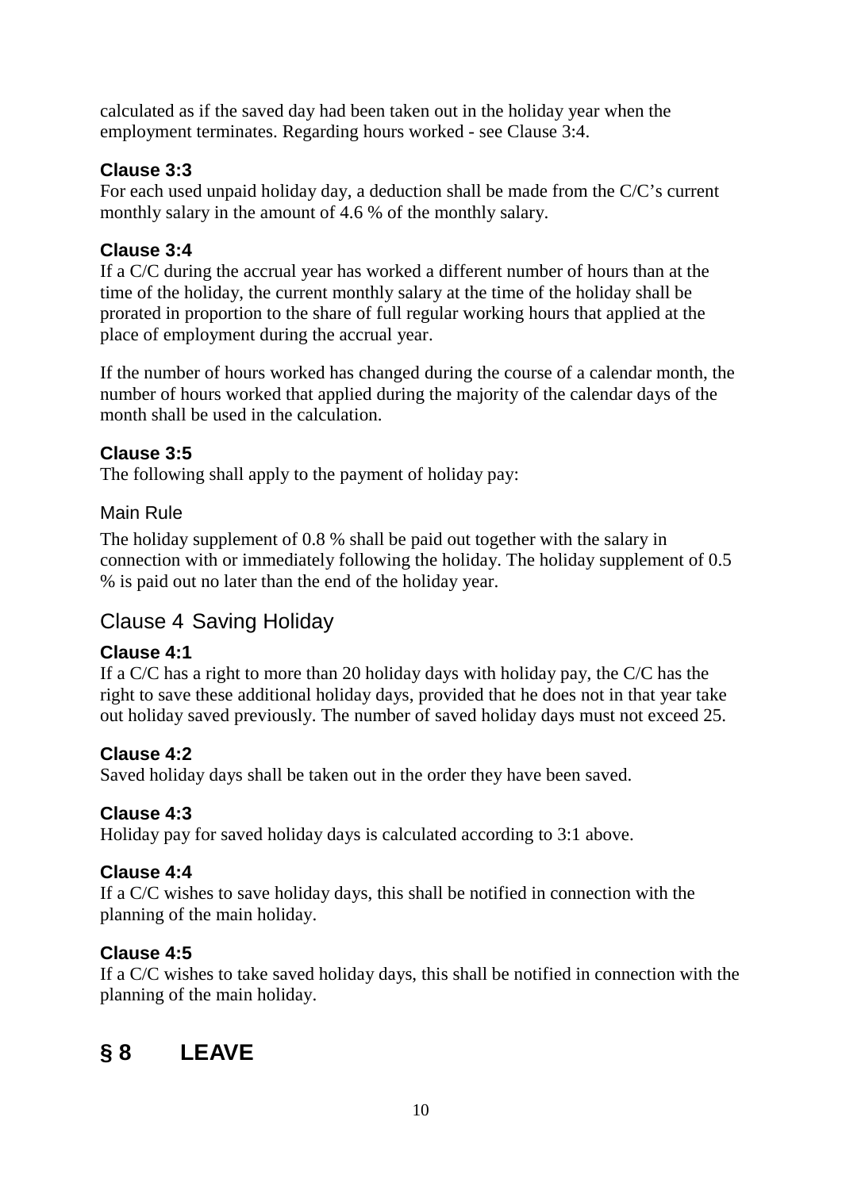calculated as if the saved day had been taken out in the holiday year when the employment terminates. Regarding hours worked - see Clause 3:4.

**Clause 3:3**

For each used unpaid holiday day, a deduction shall be made from the C/C's current monthly salary in the amount of 4.6 % of the monthly salary.

**Clause 3:4**

If a C/C during the accrual year has worked a different number of hours than at the time of the holiday, the current monthly salary at the time of the holiday shall be prorated in proportion to the share of full regular working hours that applied at the place of employment during the accrual year.

If the number of hours worked has changed during the course of a calendar month, the number of hours worked that applied during the majority of the calendar days of the month shall be used in the calculation.

**Clause 3:5**

The following shall apply to the payment of holiday pay:

Main Rule

The holiday supplement of 0.8 % shall be paid out together with the salary in connection with or immediately following the holiday. The holiday supplement of 0.5 % is paid out no later than the end of the holiday year.

### Clause 4 Saving Holiday

**Clause 4:1**

If a C/C has a right to more than 20 holiday days with holiday pay, the C/C has the right to save these additional holiday days, provided that he does not in that year take out holiday saved previously. The number of saved holiday days must not exceed 25.

**Clause 4:2**

Saved holiday days shall be taken out in the order they have been saved.

**Clause 4:3**

Holiday pay for saved holiday days is calculated according to 3:1 above.

**Clause 4:4**

If a C/C wishes to save holiday days, this shall be notified in connection with the planning of the main holiday.

**Clause 4:5**

If a C/C wishes to take saved holiday days, this shall be notified in connection with the planning of the main holiday.

## § 8 LEAVE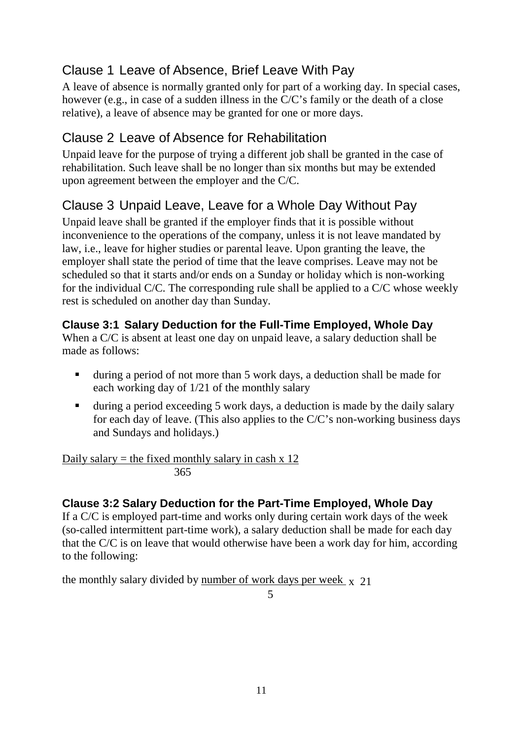## Clause 1 Leave of Absence, Brief Leave With Pay

A leave of absence is normally granted only for part of a working day. In special cases, however (e.g., in case of a sudden illness in the C/C's family or the death of a close relative), a leave of absence may be granted for one or more days.

## Clause 2 Leave of Absence for Rehabilitation

Unpaid leave for the purpose of trying a different job shall be granted in the case of rehabilitation. Such leave shall be no longer than six months but may be extended upon agreement between the employer and the C/C.

## Clause 3 Unpaid Leave, Leave for a Whole Day Without Pay

Unpaid leave shall be granted if the employer finds that it is possible without inconvenience to the operations of the company, unless it is not leave mandated by law, i.e., leave for higher studies or parental leave. Upon granting the leave, the employer shall state the period of time that the leave comprises. Leave may not be scheduled so that it starts and/or ends on a Sunday or holiday which is non-working for the individual C/C. The corresponding rule shall be applied to a C/C whose weekly rest is scheduled on another day than Sunday.

### Clause 3:1 Salary Deduction for the Full-Time Employed, Whole Day

When a C/C is absent at least one day on unpaid leave, a salary deduction shall be made as follows:

- during a period of not more than 5 work days, a deduction shall be made for each working day of 1/21 of the monthly salary
- during a period exceeding 5 work days, a deduction is made by the daily salary for each day of leave. (This also applies to the C/C's non-working business days and Sundays and holidays.)

$$\text{Daily salary} = \frac{\text{the fixed monthly salary in cash} \times 12}{365}$$

### Clause 3:2 Salary Deduction for the Part-Time Employed, Whole Day

If a C/C is employed part-time and works only during certain work days of the week (so-called intermittent part-time work), a salary deduction shall be made for each day that the C/C is on leave that would otherwise have been a work day for him, according to the following:

$$\text{the monthly salary divided by } \frac{\text{number of work days per week}}{5} \times 21$$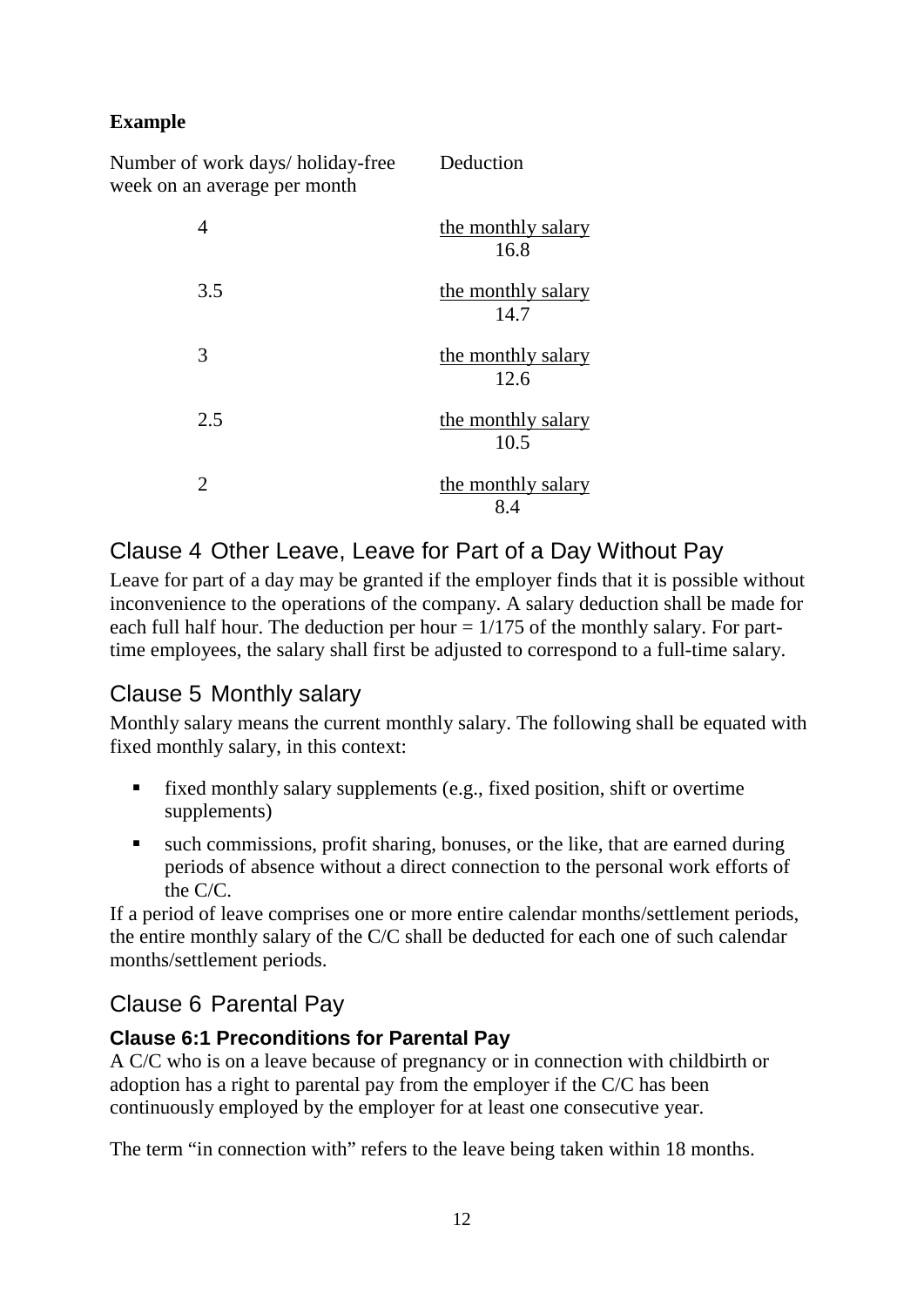**Example**

| Number of work days/ holiday-free week on an average per month | Deduction |
| --- | --- |
| 4 | $\frac{\text{the monthly salary}}{16.8}$ |
| 3.5 | $\frac{\text{the monthly salary}}{14.7}$ |
| 3 | $\frac{\text{the monthly salary}}{12.6}$ |
| 2.5 | $\frac{\text{the monthly salary}}{10.5}$ |
| 2 | $\frac{\text{the monthly salary}}{8.4}$ |

## Clause 4 Other Leave, Leave for Part of a Day Without Pay

Leave for part of a day may be granted if the employer finds that it is possible without inconvenience to the operations of the company. A salary deduction shall be made for each full half hour. The deduction per hour = 1/175 of the monthly salary. For part-time employees, the salary shall first be adjusted to correspond to a full-time salary.

## Clause 5 Monthly salary

Monthly salary means the current monthly salary. The following shall be equated with fixed monthly salary, in this context:

- fixed monthly salary supplements (e.g., fixed position, shift or overtime supplements)
- such commissions, profit sharing, bonuses, or the like, that are earned during periods of absence without a direct connection to the personal work efforts of the C/C.

If a period of leave comprises one or more entire calendar months/settlement periods, the entire monthly salary of the C/C shall be deducted for each one of such calendar months/settlement periods.

## Clause 6 Parental Pay

### Clause 6:1 Preconditions for Parental Pay

A C/C who is on a leave because of pregnancy or in connection with childbirth or adoption has a right to parental pay from the employer if the C/C has been continuously employed by the employer for at least one consecutive year.

The term "in connection with" refers to the leave being taken within 18 months.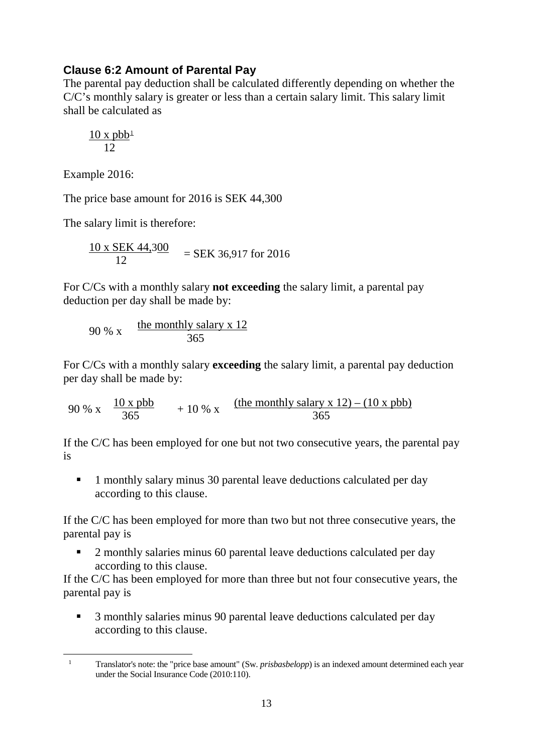### Clause 6:2 Amount of Parental Pay

The parental pay deduction shall be calculated differently depending on whether the C/C's monthly salary is greater or less than a certain salary limit. This salary limit shall be calculated as

$$\frac{10 \text{ x pbb}^{1}}{12}$$

Example 2016:

The price base amount for 2016 is SEK 44,300

The salary limit is therefore:

$$\frac{10 \text{ x SEK } 44{,}300}{12} = \text{SEK } 36{,}917 \text{ for } 2016$$

For C/Cs with a monthly salary **not exceeding** the salary limit, a parental pay deduction per day shall be made by:

$$90\ \% \text{ x } \frac{\text{the monthly salary x } 12}{365}$$

For C/Cs with a monthly salary **exceeding** the salary limit, a parental pay deduction per day shall be made by:

$$90\ \% \text{ x } \frac{10 \text{ x pbb}}{365} + 10\ \% \text{ x } \frac{(\text{the monthly salary x } 12) - (10 \text{ x pbb})}{365}$$

If the C/C has been employed for one but not two consecutive years, the parental pay is

- 1 monthly salary minus 30 parental leave deductions calculated per day according to this clause.

If the C/C has been employed for more than two but not three consecutive years, the parental pay is

- 2 monthly salaries minus 60 parental leave deductions calculated per day according to this clause.

If the C/C has been employed for more than three but not four consecutive years, the parental pay is

- 3 monthly salaries minus 90 parental leave deductions calculated per day according to this clause.

[1] Translator's note: the "price base amount" (Sw. *prisbasbelopp*) is an indexed amount determined each year under the Social Insurance Code (2010:110).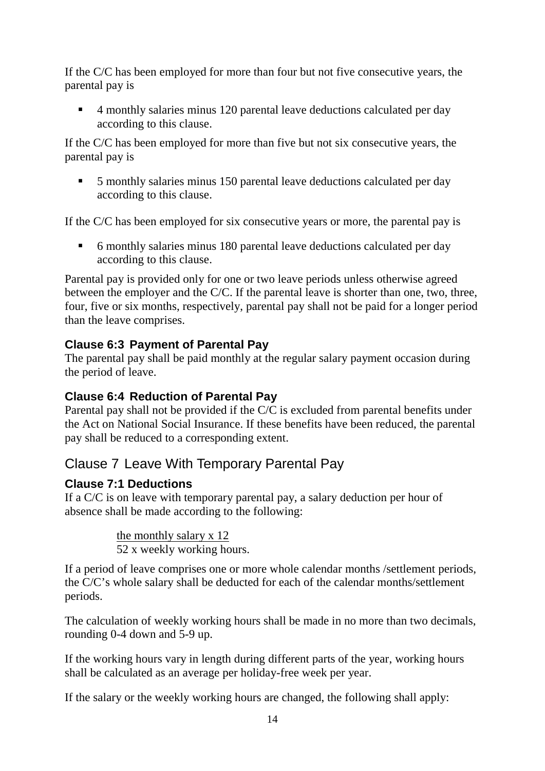If the C/C has been employed for more than four but not five consecutive years, the parental pay is

- 4 monthly salaries minus 120 parental leave deductions calculated per day according to this clause.

If the C/C has been employed for more than five but not six consecutive years, the parental pay is

- 5 monthly salaries minus 150 parental leave deductions calculated per day according to this clause.

If the C/C has been employed for six consecutive years or more, the parental pay is

- 6 monthly salaries minus 180 parental leave deductions calculated per day according to this clause.

Parental pay is provided only for one or two leave periods unless otherwise agreed between the employer and the C/C. If the parental leave is shorter than one, two, three, four, five or six months, respectively, parental pay shall not be paid for a longer period than the leave comprises.

### Clause 6:3 Payment of Parental Pay

The parental pay shall be paid monthly at the regular salary payment occasion during the period of leave.

### Clause 6:4 Reduction of Parental Pay

Parental pay shall not be provided if the C/C is excluded from parental benefits under the Act on National Social Insurance. If these benefits have been reduced, the parental pay shall be reduced to a corresponding extent.

## Clause 7 Leave With Temporary Parental Pay

### Clause 7:1 Deductions

If a C/C is on leave with temporary parental pay, a salary deduction per hour of absence shall be made according to the following:

$$\frac{\text{the monthly salary x 12}}{\text{52 x weekly working hours.}}$$

If a period of leave comprises one or more whole calendar months /settlement periods, the C/C's whole salary shall be deducted for each of the calendar months/settlement periods.

The calculation of weekly working hours shall be made in no more than two decimals, rounding 0-4 down and 5-9 up.

If the working hours vary in length during different parts of the year, working hours shall be calculated as an average per holiday-free week per year.

If the salary or the weekly working hours are changed, the following shall apply: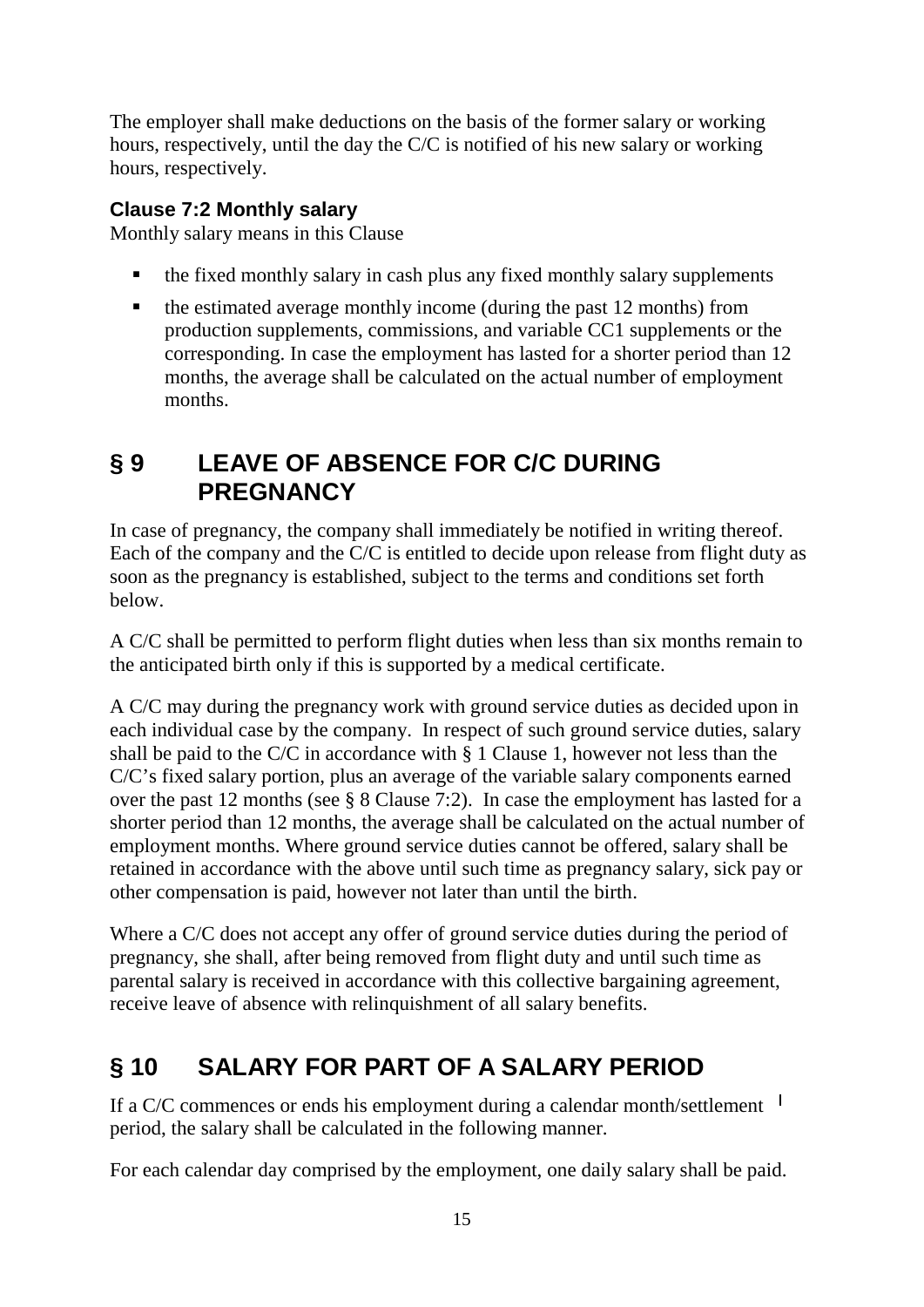The employer shall make deductions on the basis of the former salary or working hours, respectively, until the day the C/C is notified of his new salary or working hours, respectively.

### Clause 7:2 Monthly salary

Monthly salary means in this Clause

- the fixed monthly salary in cash plus any fixed monthly salary supplements
- the estimated average monthly income (during the past 12 months) from production supplements, commissions, and variable CC1 supplements or the corresponding. In case the employment has lasted for a shorter period than 12 months, the average shall be calculated on the actual number of employment months.

## § 9 LEAVE OF ABSENCE FOR C/C DURING PREGNANCY

In case of pregnancy, the company shall immediately be notified in writing thereof. Each of the company and the C/C is entitled to decide upon release from flight duty as soon as the pregnancy is established, subject to the terms and conditions set forth below.

A C/C shall be permitted to perform flight duties when less than six months remain to the anticipated birth only if this is supported by a medical certificate.

A C/C may during the pregnancy work with ground service duties as decided upon in each individual case by the company. In respect of such ground service duties, salary shall be paid to the C/C in accordance with § 1 Clause 1, however not less than the C/C's fixed salary portion, plus an average of the variable salary components earned over the past 12 months (see § 8 Clause 7:2). In case the employment has lasted for a shorter period than 12 months, the average shall be calculated on the actual number of employment months. Where ground service duties cannot be offered, salary shall be retained in accordance with the above until such time as pregnancy salary, sick pay or other compensation is paid, however not later than until the birth.

Where a C/C does not accept any offer of ground service duties during the period of pregnancy, she shall, after being removed from flight duty and until such time as parental salary is received in accordance with this collective bargaining agreement, receive leave of absence with relinquishment of all salary benefits.

## § 10 SALARY FOR PART OF A SALARY PERIOD

If a C/C commences or ends his employment during a calendar month/settlement period, the salary shall be calculated in the following manner.

For each calendar day comprised by the employment, one daily salary shall be paid.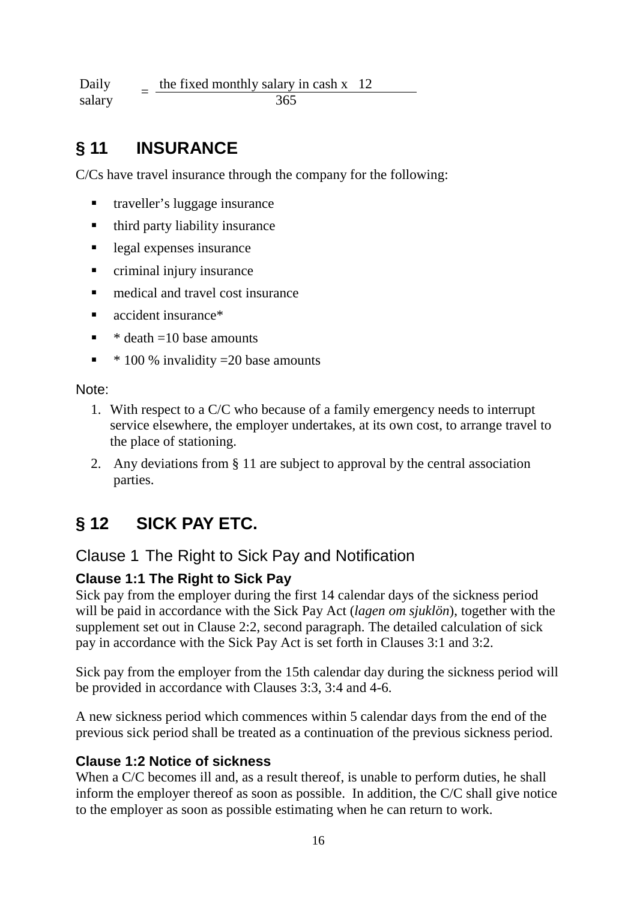$$\text{Daily salary} = \frac{\text{the fixed monthly salary in cash x } 12}{365}$$

## § 11 INSURANCE

C/Cs have travel insurance through the company for the following:

- traveller's luggage insurance
- third party liability insurance
- legal expenses insurance
- criminal injury insurance
- medical and travel cost insurance
- accident insurance*
- * death =10 base amounts
- * 100 % invalidity =20 base amounts

Note:

1. With respect to a C/C who because of a family emergency needs to interrupt service elsewhere, the employer undertakes, at its own cost, to arrange travel to the place of stationing.
2. Any deviations from § 11 are subject to approval by the central association parties.

## § 12 SICK PAY ETC.

### Clause 1 The Right to Sick Pay and Notification

#### Clause 1:1 The Right to Sick Pay

Sick pay from the employer during the first 14 calendar days of the sickness period will be paid in accordance with the Sick Pay Act (*lagen om sjuklön*), together with the supplement set out in Clause 2:2, second paragraph. The detailed calculation of sick pay in accordance with the Sick Pay Act is set forth in Clauses 3:1 and 3:2.

Sick pay from the employer from the 15th calendar day during the sickness period will be provided in accordance with Clauses 3:3, 3:4 and 4-6.

A new sickness period which commences within 5 calendar days from the end of the previous sick period shall be treated as a continuation of the previous sickness period.

#### Clause 1:2 Notice of sickness

When a C/C becomes ill and, as a result thereof, is unable to perform duties, he shall inform the employer thereof as soon as possible. In addition, the C/C shall give notice to the employer as soon as possible estimating when he can return to work.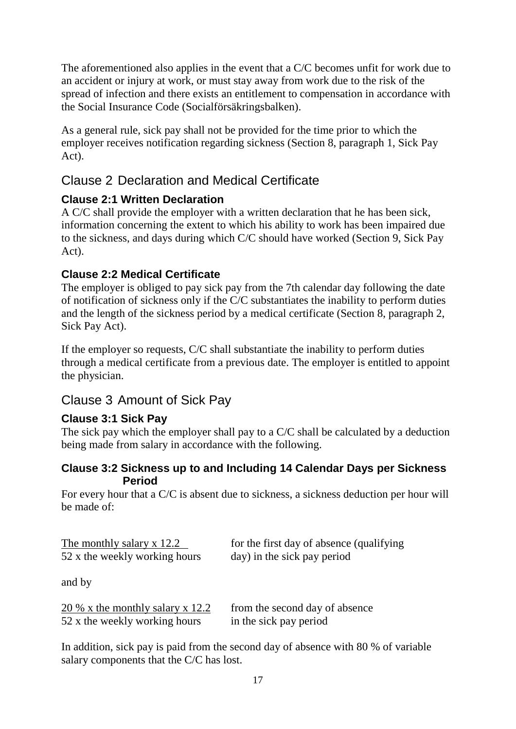The aforementioned also applies in the event that a C/C becomes unfit for work due to an accident or injury at work, or must stay away from work due to the risk of the spread of infection and there exists an entitlement to compensation in accordance with the Social Insurance Code (Socialförsäkringsbalken).

As a general rule, sick pay shall not be provided for the time prior to which the employer receives notification regarding sickness (Section 8, paragraph 1, Sick Pay Act).

## Clause 2 Declaration and Medical Certificate

### Clause 2:1 Written Declaration

A C/C shall provide the employer with a written declaration that he has been sick, information concerning the extent to which his ability to work has been impaired due to the sickness, and days during which C/C should have worked (Section 9, Sick Pay Act).

### Clause 2:2 Medical Certificate

The employer is obliged to pay sick pay from the 7th calendar day following the date of notification of sickness only if the C/C substantiates the inability to perform duties and the length of the sickness period by a medical certificate (Section 8, paragraph 2, Sick Pay Act).

If the employer so requests, C/C shall substantiate the inability to perform duties through a medical certificate from a previous date. The employer is entitled to appoint the physician.

## Clause 3 Amount of Sick Pay

### Clause 3:1 Sick Pay

The sick pay which the employer shall pay to a C/C shall be calculated by a deduction being made from salary in accordance with the following.

### Clause 3:2 Sickness up to and Including 14 Calendar Days per Sickness Period

For every hour that a C/C is absent due to sickness, a sickness deduction per hour will be made of:

$$\frac{\text{The monthly salary x 12.2}}{\text{52 x the weekly working hours}}$$ for the first day of absence (qualifying day) in the sick pay period

and by

$$\frac{\text{20 \% x the monthly salary x 12.2}}{\text{52 x the weekly working hours}}$$ from the second day of absence in the sick pay period

In addition, sick pay is paid from the second day of absence with 80 % of variable salary components that the C/C has lost.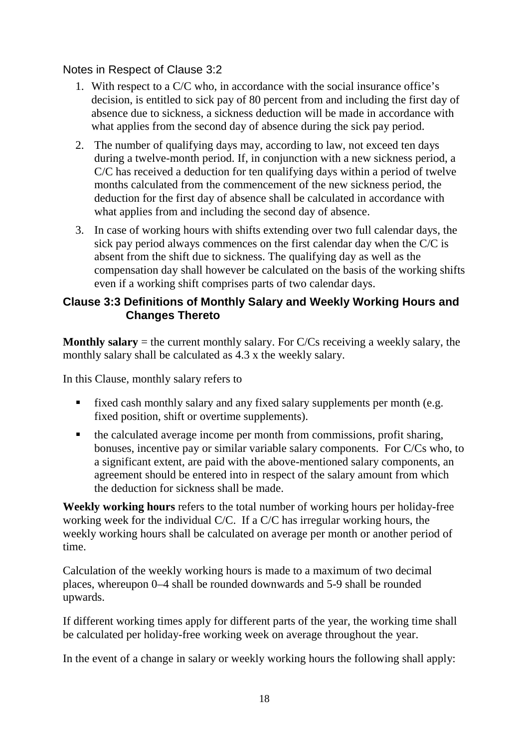### Notes in Respect of Clause 3:2

1. With respect to a C/C who, in accordance with the social insurance office's decision, is entitled to sick pay of 80 percent from and including the first day of absence due to sickness, a sickness deduction will be made in accordance with what applies from the second day of absence during the sick pay period.
2. The number of qualifying days may, according to law, not exceed ten days during a twelve-month period. If, in conjunction with a new sickness period, a C/C has received a deduction for ten qualifying days within a period of twelve months calculated from the commencement of the new sickness period, the deduction for the first day of absence shall be calculated in accordance with what applies from and including the second day of absence.
3. In case of working hours with shifts extending over two full calendar days, the sick pay period always commences on the first calendar day when the C/C is absent from the shift due to sickness. The qualifying day as well as the compensation day shall however be calculated on the basis of the working shifts even if a working shift comprises parts of two calendar days.

## Clause 3:3 Definitions of Monthly Salary and Weekly Working Hours and Changes Thereto

**Monthly salary** = the current monthly salary. For C/Cs receiving a weekly salary, the monthly salary shall be calculated as 4.3 x the weekly salary.

In this Clause, monthly salary refers to

- fixed cash monthly salary and any fixed salary supplements per month (e.g. fixed position, shift or overtime supplements).
- the calculated average income per month from commissions, profit sharing, bonuses, incentive pay or similar variable salary components. For C/Cs who, to a significant extent, are paid with the above-mentioned salary components, an agreement should be entered into in respect of the salary amount from which the deduction for sickness shall be made.

**Weekly working hours** refers to the total number of working hours per holiday-free working week for the individual C/C. If a C/C has irregular working hours, the weekly working hours shall be calculated on average per month or another period of time.

Calculation of the weekly working hours is made to a maximum of two decimal places, whereupon 0–4 shall be rounded downwards and 5-9 shall be rounded upwards.

If different working times apply for different parts of the year, the working time shall be calculated per holiday-free working week on average throughout the year.

In the event of a change in salary or weekly working hours the following shall apply: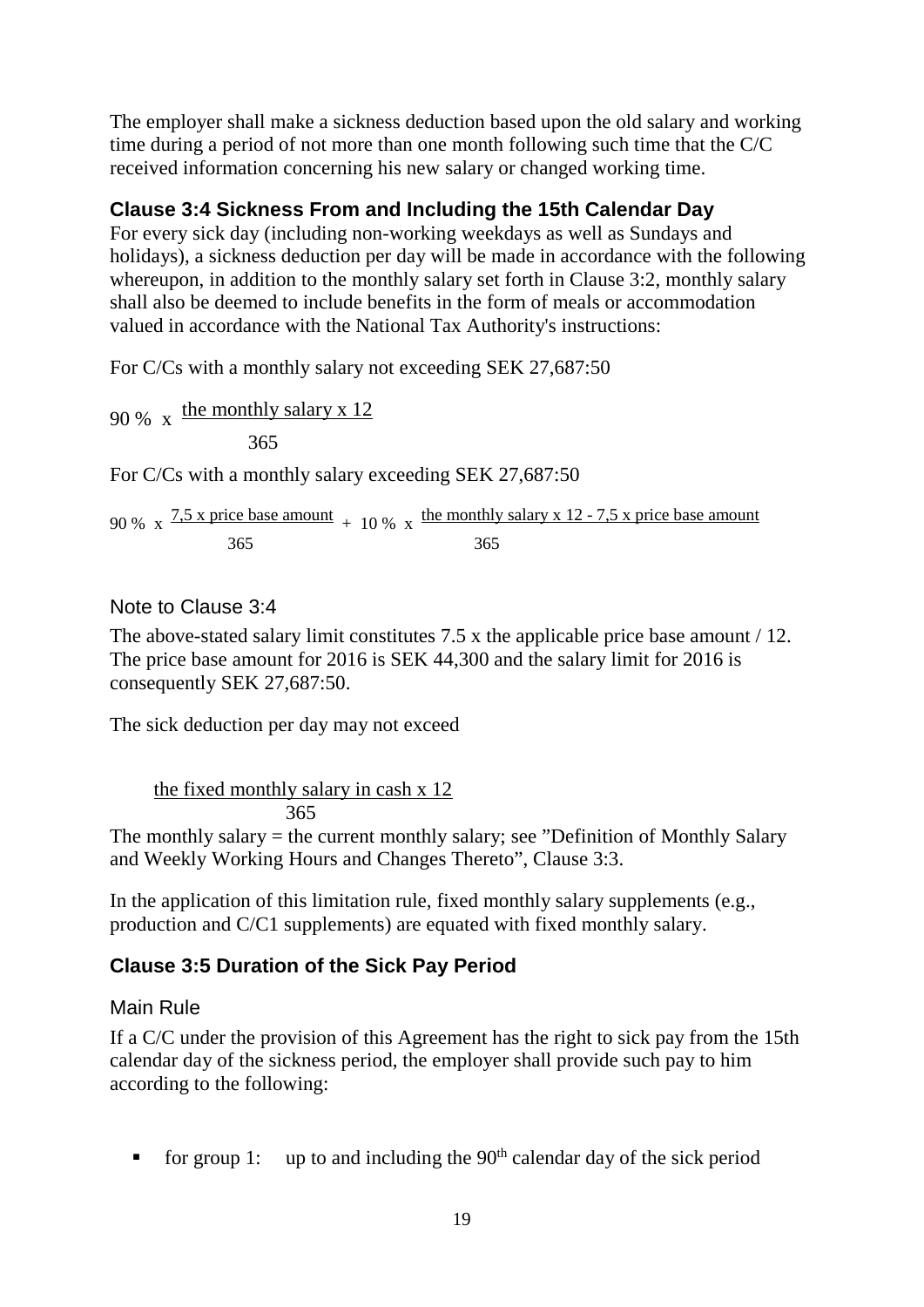The employer shall make a sickness deduction based upon the old salary and working time during a period of not more than one month following such time that the C/C received information concerning his new salary or changed working time.

### Clause 3:4 Sickness From and Including the 15th Calendar Day

For every sick day (including non-working weekdays as well as Sundays and holidays), a sickness deduction per day will be made in accordance with the following whereupon, in addition to the monthly salary set forth in Clause 3:2, monthly salary shall also be deemed to include benefits in the form of meals or accommodation valued in accordance with the National Tax Authority's instructions:

For C/Cs with a monthly salary not exceeding SEK 27,687:50

$$90\ \%\ \text{x}\ \frac{\text{the monthly salary x 12}}{365}$$

For C/Cs with a monthly salary exceeding SEK 27,687:50

$$90\ \%\ \text{x}\ \frac{\text{7,5 x price base amount}}{365} + 10\ \%\ \text{x}\ \frac{\text{the monthly salary x 12 - 7,5 x price base amount}}{365}$$

#### Note to Clause 3:4

The above-stated salary limit constitutes 7.5 x the applicable price base amount / 12. The price base amount for 2016 is SEK 44,300 and the salary limit for 2016 is consequently SEK 27,687:50.

The sick deduction per day may not exceed

$$\frac{\text{the fixed monthly salary in cash x 12}}{365}$$

The monthly salary = the current monthly salary; see "Definition of Monthly Salary and Weekly Working Hours and Changes Thereto", Clause 3:3.

In the application of this limitation rule, fixed monthly salary supplements (e.g., production and C/C1 supplements) are equated with fixed monthly salary.

### Clause 3:5 Duration of the Sick Pay Period

#### Main Rule

If a C/C under the provision of this Agreement has the right to sick pay from the 15th calendar day of the sickness period, the employer shall provide such pay to him according to the following:

- for group 1: up to and including the 90th calendar day of the sick period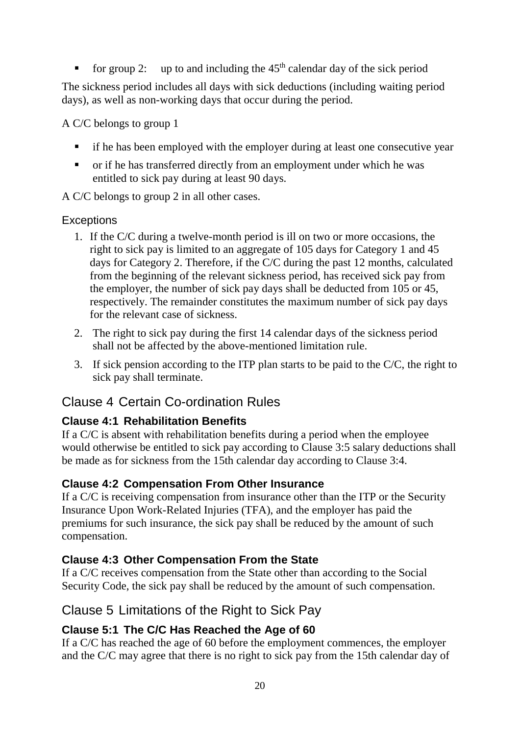- for group 2: up to and including the 45$^{th}$ calendar day of the sick period

The sickness period includes all days with sick deductions (including waiting period days), as well as non-working days that occur during the period.

A C/C belongs to group 1

- if he has been employed with the employer during at least one consecutive year
- or if he has transferred directly from an employment under which he was entitled to sick pay during at least 90 days.

A C/C belongs to group 2 in all other cases.

### Exceptions

1. If the C/C during a twelve-month period is ill on two or more occasions, the right to sick pay is limited to an aggregate of 105 days for Category 1 and 45 days for Category 2. Therefore, if the C/C during the past 12 months, calculated from the beginning of the relevant sickness period, has received sick pay from the employer, the number of sick pay days shall be deducted from 105 or 45, respectively. The remainder constitutes the maximum number of sick pay days for the relevant case of sickness.
2. The right to sick pay during the first 14 calendar days of the sickness period shall not be affected by the above-mentioned limitation rule.
3. If sick pension according to the ITP plan starts to be paid to the C/C, the right to sick pay shall terminate.

## Clause 4 Certain Co-ordination Rules

### Clause 4:1 Rehabilitation Benefits

If a C/C is absent with rehabilitation benefits during a period when the employee would otherwise be entitled to sick pay according to Clause 3:5 salary deductions shall be made as for sickness from the 15th calendar day according to Clause 3:4.

### Clause 4:2 Compensation From Other Insurance

If a C/C is receiving compensation from insurance other than the ITP or the Security Insurance Upon Work-Related Injuries (TFA), and the employer has paid the premiums for such insurance, the sick pay shall be reduced by the amount of such compensation.

### Clause 4:3 Other Compensation From the State

If a C/C receives compensation from the State other than according to the Social Security Code, the sick pay shall be reduced by the amount of such compensation.

## Clause 5 Limitations of the Right to Sick Pay

### Clause 5:1 The C/C Has Reached the Age of 60

If a C/C has reached the age of 60 before the employment commences, the employer and the C/C may agree that there is no right to sick pay from the 15th calendar day of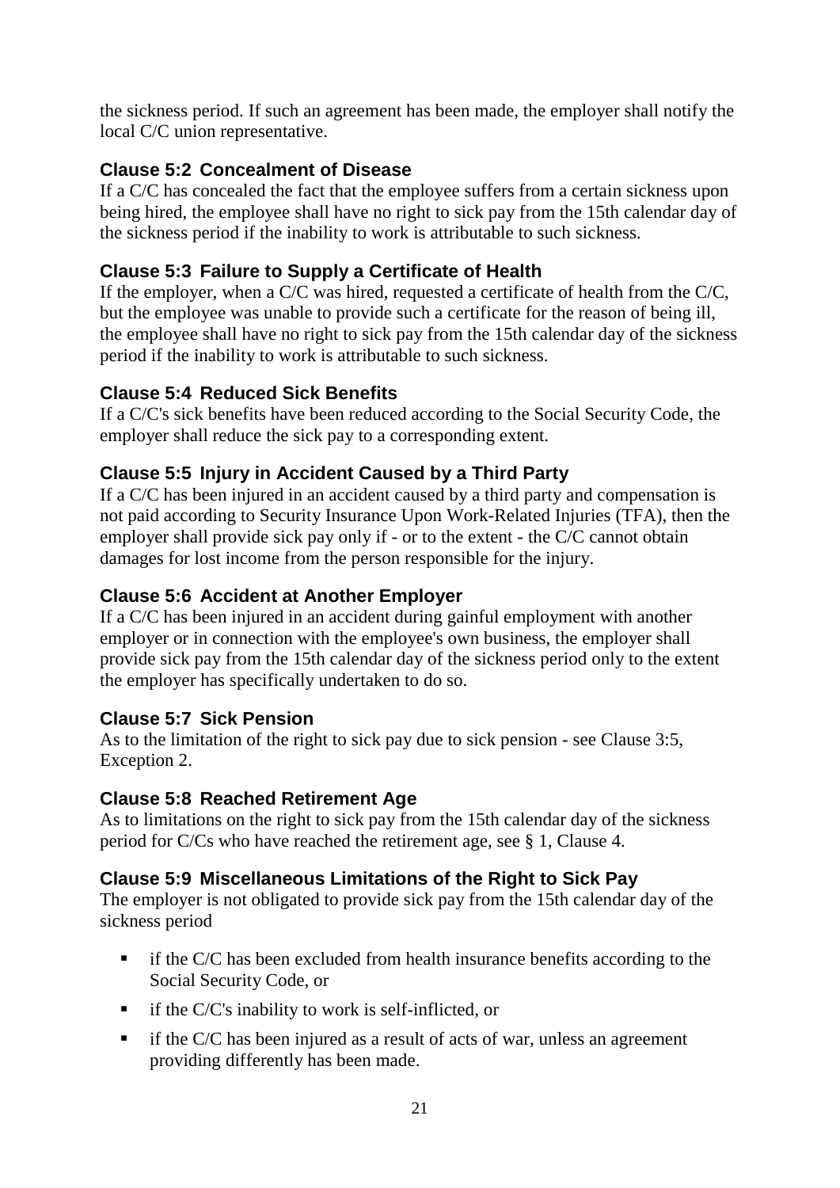the sickness period. If such an agreement has been made, the employer shall notify the local C/C union representative.

### Clause 5:2 Concealment of Disease

If a C/C has concealed the fact that the employee suffers from a certain sickness upon being hired, the employee shall have no right to sick pay from the 15th calendar day of the sickness period if the inability to work is attributable to such sickness.

### Clause 5:3 Failure to Supply a Certificate of Health

If the employer, when a C/C was hired, requested a certificate of health from the C/C, but the employee was unable to provide such a certificate for the reason of being ill, the employee shall have no right to sick pay from the 15th calendar day of the sickness period if the inability to work is attributable to such sickness.

### Clause 5:4 Reduced Sick Benefits

If a C/C's sick benefits have been reduced according to the Social Security Code, the employer shall reduce the sick pay to a corresponding extent.

### Clause 5:5 Injury in Accident Caused by a Third Party

If a C/C has been injured in an accident caused by a third party and compensation is not paid according to Security Insurance Upon Work-Related Injuries (TFA), then the employer shall provide sick pay only if - or to the extent - the C/C cannot obtain damages for lost income from the person responsible for the injury.

### Clause 5:6 Accident at Another Employer

If a C/C has been injured in an accident during gainful employment with another employer or in connection with the employee's own business, the employer shall provide sick pay from the 15th calendar day of the sickness period only to the extent the employer has specifically undertaken to do so.

### Clause 5:7 Sick Pension

As to the limitation of the right to sick pay due to sick pension - see Clause 3:5, Exception 2.

### Clause 5:8 Reached Retirement Age

As to limitations on the right to sick pay from the 15th calendar day of the sickness period for C/Cs who have reached the retirement age, see § 1, Clause 4.

### Clause 5:9 Miscellaneous Limitations of the Right to Sick Pay

The employer is not obligated to provide sick pay from the 15th calendar day of the sickness period

- if the C/C has been excluded from health insurance benefits according to the Social Security Code, or
- if the C/C's inability to work is self-inflicted, or
- if the C/C has been injured as a result of acts of war, unless an agreement providing differently has been made.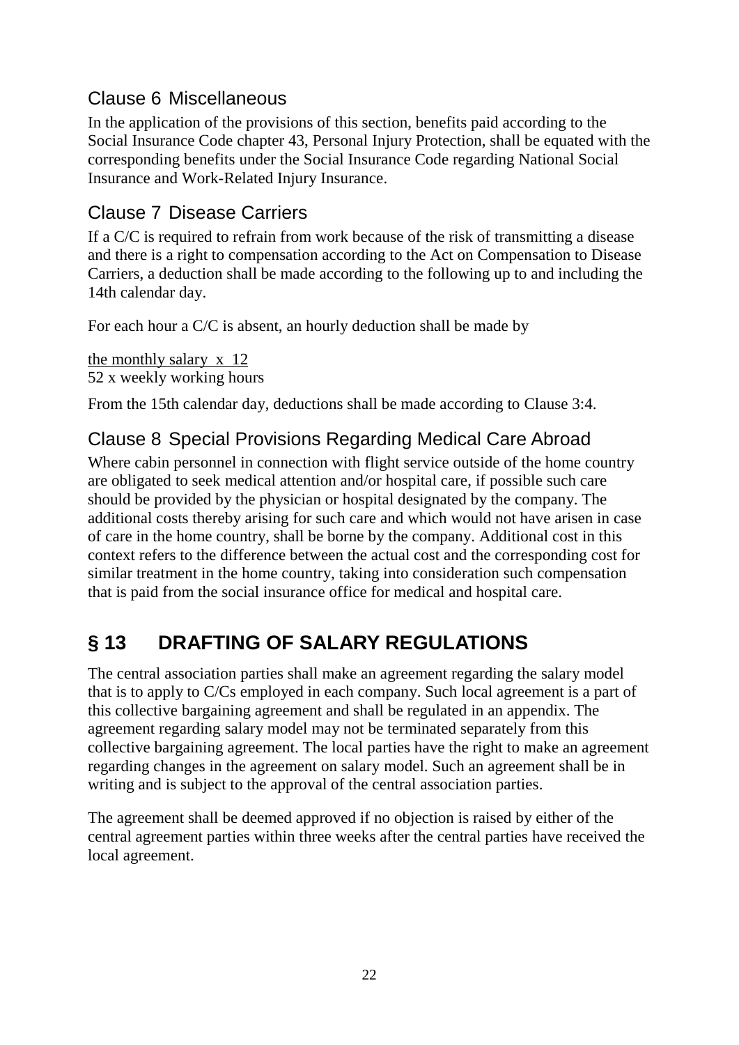### Clause 6 Miscellaneous

In the application of the provisions of this section, benefits paid according to the Social Insurance Code chapter 43, Personal Injury Protection, shall be equated with the corresponding benefits under the Social Insurance Code regarding National Social Insurance and Work-Related Injury Insurance.

### Clause 7 Disease Carriers

If a C/C is required to refrain from work because of the risk of transmitting a disease and there is a right to compensation according to the Act on Compensation to Disease Carriers, a deduction shall be made according to the following up to and including the 14th calendar day.

For each hour a C/C is absent, an hourly deduction shall be made by

$$\frac{\text{the monthly salary} \times 12}{52 \times \text{weekly working hours}}$$

From the 15th calendar day, deductions shall be made according to Clause 3:4.

### Clause 8 Special Provisions Regarding Medical Care Abroad

Where cabin personnel in connection with flight service outside of the home country are obligated to seek medical attention and/or hospital care, if possible such care should be provided by the physician or hospital designated by the company. The additional costs thereby arising for such care and which would not have arisen in case of care in the home country, shall be borne by the company. Additional cost in this context refers to the difference between the actual cost and the corresponding cost for similar treatment in the home country, taking into consideration such compensation that is paid from the social insurance office for medical and hospital care.

## § 13 DRAFTING OF SALARY REGULATIONS

The central association parties shall make an agreement regarding the salary model that is to apply to C/Cs employed in each company. Such local agreement is a part of this collective bargaining agreement and shall be regulated in an appendix. The agreement regarding salary model may not be terminated separately from this collective bargaining agreement. The local parties have the right to make an agreement regarding changes in the agreement on salary model. Such an agreement shall be in writing and is subject to the approval of the central association parties.

The agreement shall be deemed approved if no objection is raised by either of the central agreement parties within three weeks after the central parties have received the local agreement.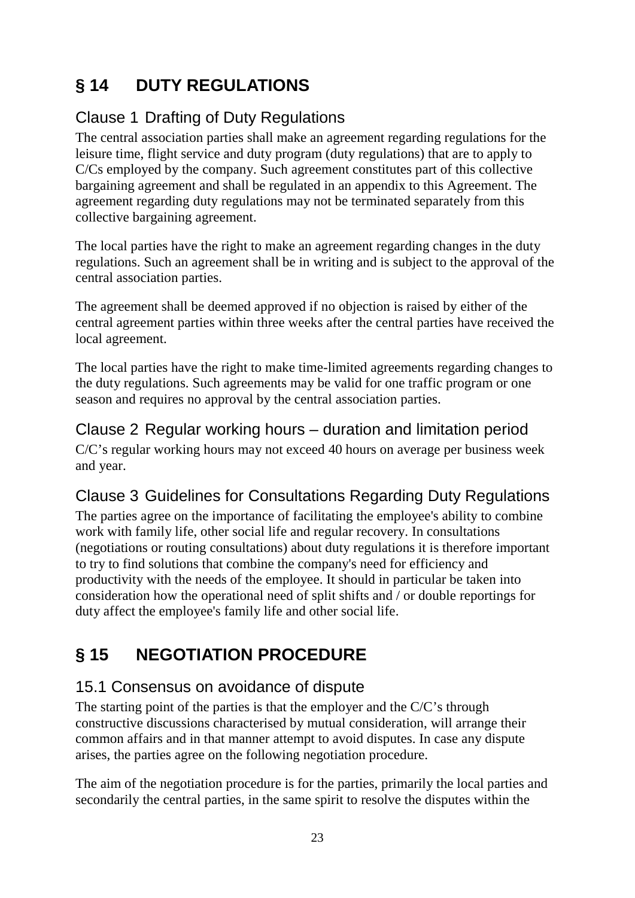# § 14 DUTY REGULATIONS

## Clause 1 Drafting of Duty Regulations

The central association parties shall make an agreement regarding regulations for the leisure time, flight service and duty program (duty regulations) that are to apply to C/Cs employed by the company. Such agreement constitutes part of this collective bargaining agreement and shall be regulated in an appendix to this Agreement. The agreement regarding duty regulations may not be terminated separately from this collective bargaining agreement.

The local parties have the right to make an agreement regarding changes in the duty regulations. Such an agreement shall be in writing and is subject to the approval of the central association parties.

The agreement shall be deemed approved if no objection is raised by either of the central agreement parties within three weeks after the central parties have received the local agreement.

The local parties have the right to make time-limited agreements regarding changes to the duty regulations. Such agreements may be valid for one traffic program or one season and requires no approval by the central association parties.

## Clause 2 Regular working hours – duration and limitation period

C/C's regular working hours may not exceed 40 hours on average per business week and year.

## Clause 3 Guidelines for Consultations Regarding Duty Regulations

The parties agree on the importance of facilitating the employee's ability to combine work with family life, other social life and regular recovery. In consultations (negotiations or routing consultations) about duty regulations it is therefore important to try to find solutions that combine the company's need for efficiency and productivity with the needs of the employee. It should in particular be taken into consideration how the operational need of split shifts and / or double reportings for duty affect the employee's family life and other social life.

# § 15 NEGOTIATION PROCEDURE

## 15.1 Consensus on avoidance of dispute

The starting point of the parties is that the employer and the C/C's through constructive discussions characterised by mutual consideration, will arrange their common affairs and in that manner attempt to avoid disputes. In case any dispute arises, the parties agree on the following negotiation procedure.

The aim of the negotiation procedure is for the parties, primarily the local parties and secondarily the central parties, in the same spirit to resolve the disputes within the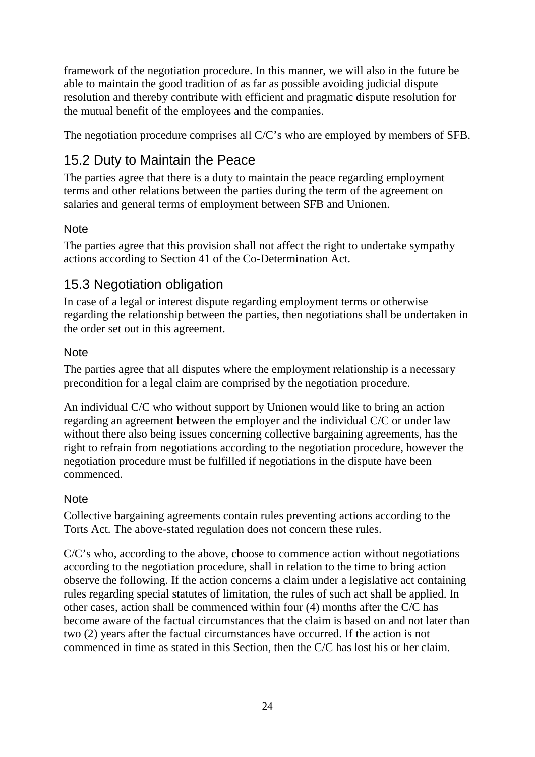framework of the negotiation procedure. In this manner, we will also in the future be able to maintain the good tradition of as far as possible avoiding judicial dispute resolution and thereby contribute with efficient and pragmatic dispute resolution for the mutual benefit of the employees and the companies.

The negotiation procedure comprises all C/C's who are employed by members of SFB.

## 15.2 Duty to Maintain the Peace

The parties agree that there is a duty to maintain the peace regarding employment terms and other relations between the parties during the term of the agreement on salaries and general terms of employment between SFB and Unionen.

### Note

The parties agree that this provision shall not affect the right to undertake sympathy actions according to Section 41 of the Co-Determination Act.

## 15.3 Negotiation obligation

In case of a legal or interest dispute regarding employment terms or otherwise regarding the relationship between the parties, then negotiations shall be undertaken in the order set out in this agreement.

### Note

The parties agree that all disputes where the employment relationship is a necessary precondition for a legal claim are comprised by the negotiation procedure.

An individual C/C who without support by Unionen would like to bring an action regarding an agreement between the employer and the individual C/C or under law without there also being issues concerning collective bargaining agreements, has the right to refrain from negotiations according to the negotiation procedure, however the negotiation procedure must be fulfilled if negotiations in the dispute have been commenced.

### Note

Collective bargaining agreements contain rules preventing actions according to the Torts Act. The above-stated regulation does not concern these rules.

C/C's who, according to the above, choose to commence action without negotiations according to the negotiation procedure, shall in relation to the time to bring action observe the following. If the action concerns a claim under a legislative act containing rules regarding special statutes of limitation, the rules of such act shall be applied. In other cases, action shall be commenced within four (4) months after the C/C has become aware of the factual circumstances that the claim is based on and not later than two (2) years after the factual circumstances have occurred. If the action is not commenced in time as stated in this Section, then the C/C has lost his or her claim.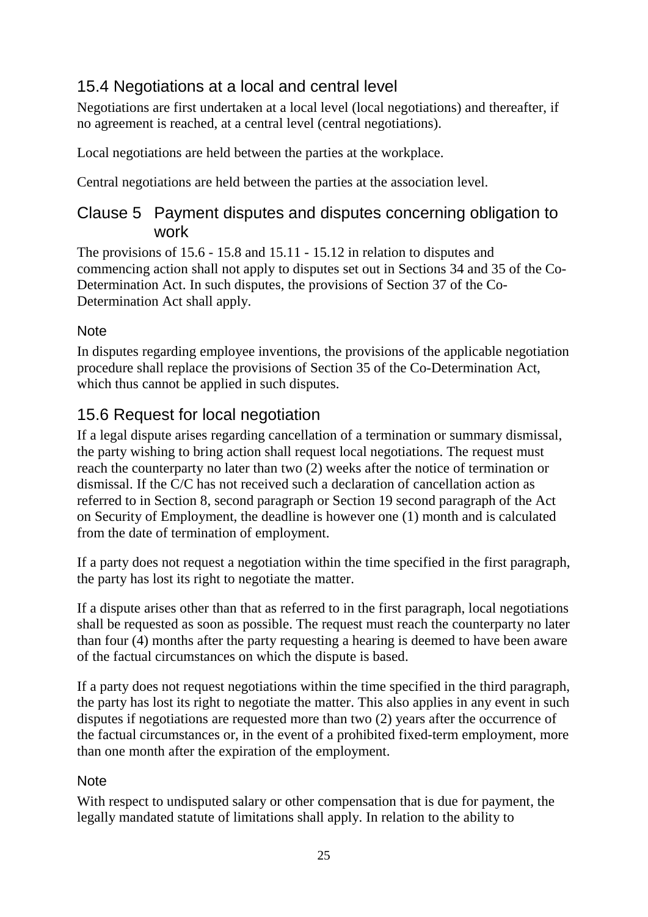## 15.4 Negotiations at a local and central level

Negotiations are first undertaken at a local level (local negotiations) and thereafter, if no agreement is reached, at a central level (central negotiations).

Local negotiations are held between the parties at the workplace.

Central negotiations are held between the parties at the association level.

## Clause 5 Payment disputes and disputes concerning obligation to work

The provisions of 15.6 - 15.8 and 15.11 - 15.12 in relation to disputes and commencing action shall not apply to disputes set out in Sections 34 and 35 of the Co-Determination Act. In such disputes, the provisions of Section 37 of the Co-Determination Act shall apply.

### Note

In disputes regarding employee inventions, the provisions of the applicable negotiation procedure shall replace the provisions of Section 35 of the Co-Determination Act, which thus cannot be applied in such disputes.

## 15.6 Request for local negotiation

If a legal dispute arises regarding cancellation of a termination or summary dismissal, the party wishing to bring action shall request local negotiations. The request must reach the counterparty no later than two (2) weeks after the notice of termination or dismissal. If the C/C has not received such a declaration of cancellation action as referred to in Section 8, second paragraph or Section 19 second paragraph of the Act on Security of Employment, the deadline is however one (1) month and is calculated from the date of termination of employment.

If a party does not request a negotiation within the time specified in the first paragraph, the party has lost its right to negotiate the matter.

If a dispute arises other than that as referred to in the first paragraph, local negotiations shall be requested as soon as possible. The request must reach the counterparty no later than four (4) months after the party requesting a hearing is deemed to have been aware of the factual circumstances on which the dispute is based.

If a party does not request negotiations within the time specified in the third paragraph, the party has lost its right to negotiate the matter. This also applies in any event in such disputes if negotiations are requested more than two (2) years after the occurrence of the factual circumstances or, in the event of a prohibited fixed-term employment, more than one month after the expiration of the employment.

### Note

With respect to undisputed salary or other compensation that is due for payment, the legally mandated statute of limitations shall apply. In relation to the ability to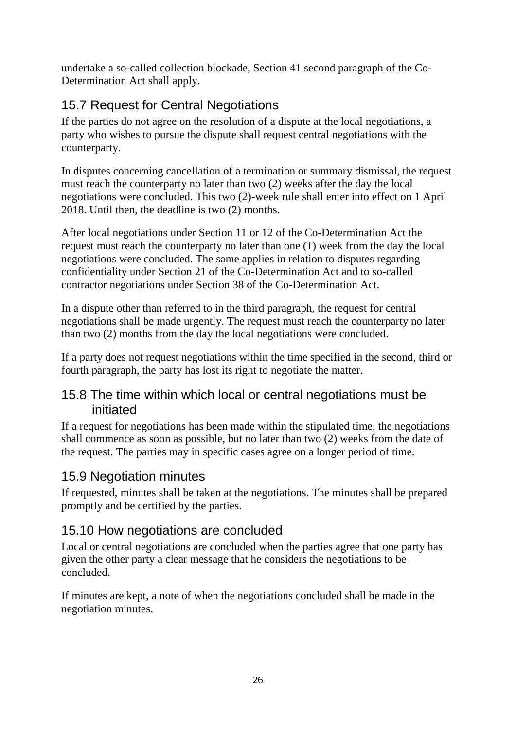undertake a so-called collection blockade, Section 41 second paragraph of the Co-Determination Act shall apply.

## 15.7 Request for Central Negotiations

If the parties do not agree on the resolution of a dispute at the local negotiations, a party who wishes to pursue the dispute shall request central negotiations with the counterparty.

In disputes concerning cancellation of a termination or summary dismissal, the request must reach the counterparty no later than two (2) weeks after the day the local negotiations were concluded. This two (2)-week rule shall enter into effect on 1 April 2018. Until then, the deadline is two (2) months.

After local negotiations under Section 11 or 12 of the Co-Determination Act the request must reach the counterparty no later than one (1) week from the day the local negotiations were concluded. The same applies in relation to disputes regarding confidentiality under Section 21 of the Co-Determination Act and to so-called contractor negotiations under Section 38 of the Co-Determination Act.

In a dispute other than referred to in the third paragraph, the request for central negotiations shall be made urgently. The request must reach the counterparty no later than two (2) months from the day the local negotiations were concluded.

If a party does not request negotiations within the time specified in the second, third or fourth paragraph, the party has lost its right to negotiate the matter.

## 15.8 The time within which local or central negotiations must be initiated

If a request for negotiations has been made within the stipulated time, the negotiations shall commence as soon as possible, but no later than two (2) weeks from the date of the request. The parties may in specific cases agree on a longer period of time.

## 15.9 Negotiation minutes

If requested, minutes shall be taken at the negotiations. The minutes shall be prepared promptly and be certified by the parties.

## 15.10 How negotiations are concluded

Local or central negotiations are concluded when the parties agree that one party has given the other party a clear message that he considers the negotiations to be concluded.

If minutes are kept, a note of when the negotiations concluded shall be made in the negotiation minutes.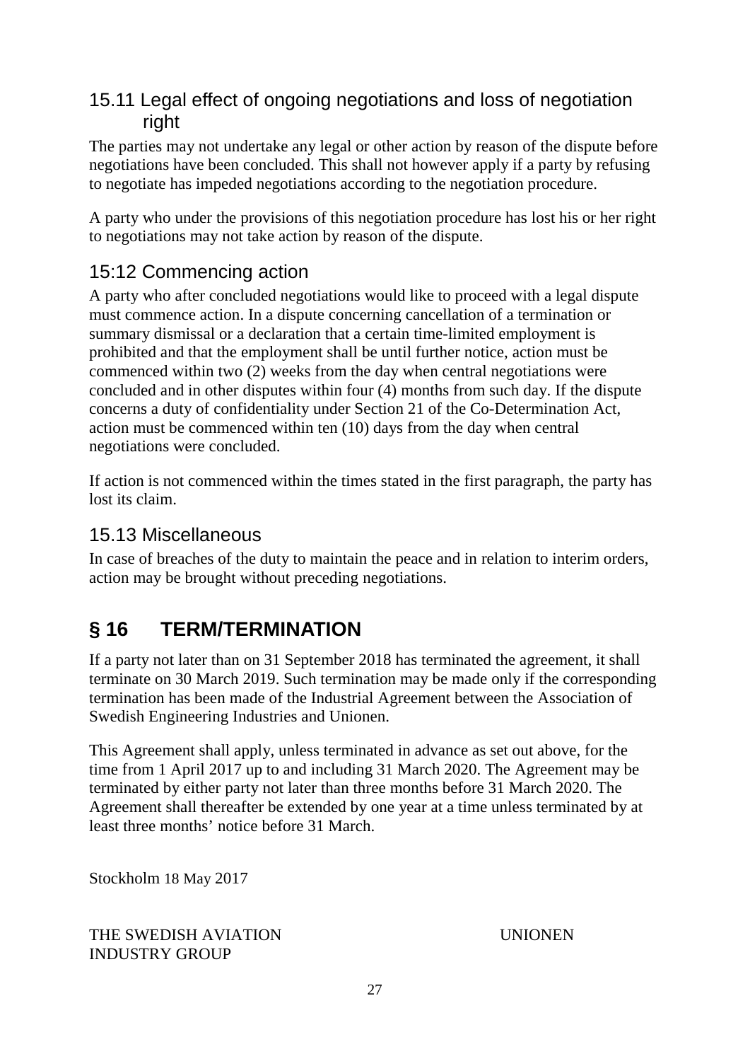### 15.11 Legal effect of ongoing negotiations and loss of negotiation right

The parties may not undertake any legal or other action by reason of the dispute before negotiations have been concluded. This shall not however apply if a party by refusing to negotiate has impeded negotiations according to the negotiation procedure.

A party who under the provisions of this negotiation procedure has lost his or her right to negotiations may not take action by reason of the dispute.

### 15:12 Commencing action

A party who after concluded negotiations would like to proceed with a legal dispute must commence action. In a dispute concerning cancellation of a termination or summary dismissal or a declaration that a certain time-limited employment is prohibited and that the employment shall be until further notice, action must be commenced within two (2) weeks from the day when central negotiations were concluded and in other disputes within four (4) months from such day. If the dispute concerns a duty of confidentiality under Section 21 of the Co-Determination Act, action must be commenced within ten (10) days from the day when central negotiations were concluded.

If action is not commenced within the times stated in the first paragraph, the party has lost its claim.

### 15.13 Miscellaneous

In case of breaches of the duty to maintain the peace and in relation to interim orders, action may be brought without preceding negotiations.

## § 16 TERM/TERMINATION

If a party not later than on 31 September 2018 has terminated the agreement, it shall terminate on 30 March 2019. Such termination may be made only if the corresponding termination has been made of the Industrial Agreement between the Association of Swedish Engineering Industries and Unionen.

This Agreement shall apply, unless terminated in advance as set out above, for the time from 1 April 2017 up to and including 31 March 2020. The Agreement may be terminated by either party not later than three months before 31 March 2020. The Agreement shall thereafter be extended by one year at a time unless terminated by at least three months' notice before 31 March.

Stockholm 18 May 2017

THE SWEDISH AVIATION INDUSTRY GROUP

UNIONEN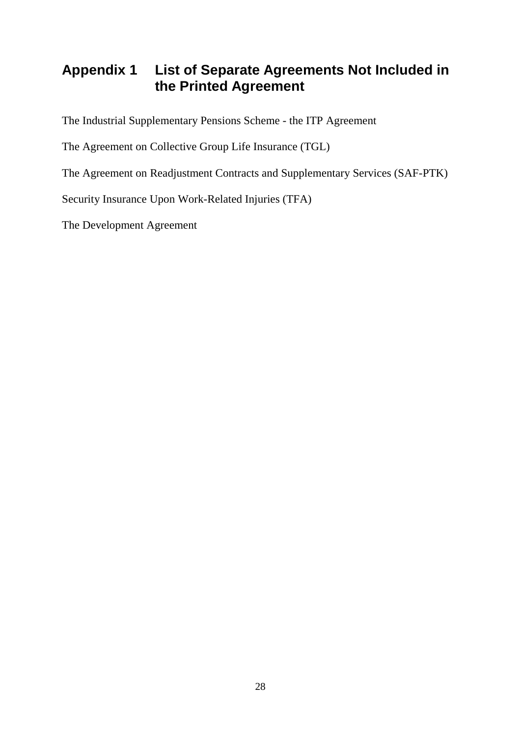# Appendix 1 List of Separate Agreements Not Included in the Printed Agreement

The Industrial Supplementary Pensions Scheme - the ITP Agreement

The Agreement on Collective Group Life Insurance (TGL)

The Agreement on Readjustment Contracts and Supplementary Services (SAF-PTK)

Security Insurance Upon Work-Related Injuries (TFA)

The Development Agreement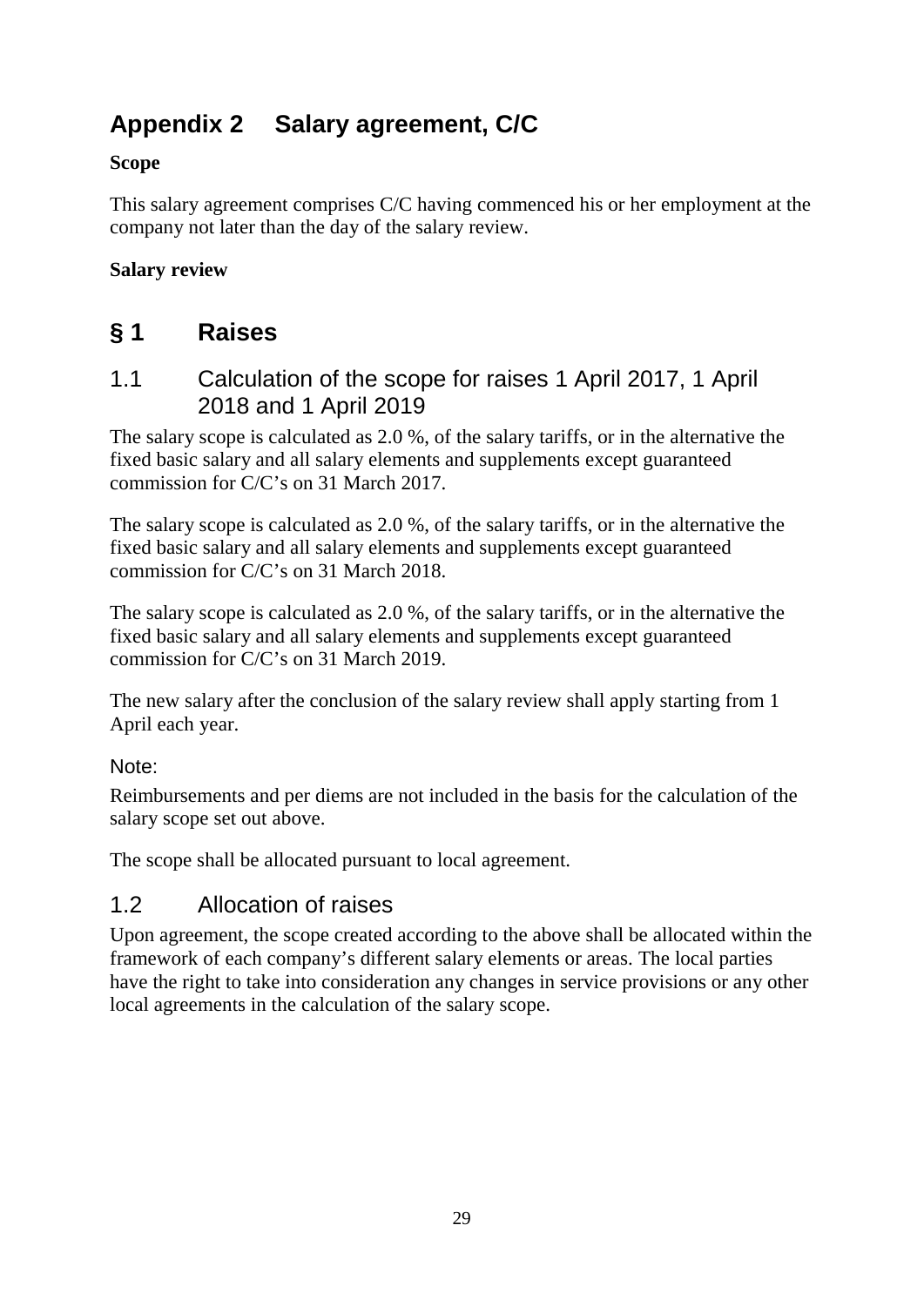# Appendix 2 Salary agreement, C/C

**Scope**

This salary agreement comprises C/C having commenced his or her employment at the company not later than the day of the salary review.

**Salary review**

## § 1 Raises

### 1.1 Calculation of the scope for raises 1 April 2017, 1 April 2018 and 1 April 2019

The salary scope is calculated as 2.0 %, of the salary tariffs, or in the alternative the fixed basic salary and all salary elements and supplements except guaranteed commission for C/C's on 31 March 2017.

The salary scope is calculated as 2.0 %, of the salary tariffs, or in the alternative the fixed basic salary and all salary elements and supplements except guaranteed commission for C/C's on 31 March 2018.

The salary scope is calculated as 2.0 %, of the salary tariffs, or in the alternative the fixed basic salary and all salary elements and supplements except guaranteed commission for C/C's on 31 March 2019.

The new salary after the conclusion of the salary review shall apply starting from 1 April each year.

Note:

Reimbursements and per diems are not included in the basis for the calculation of the salary scope set out above.

The scope shall be allocated pursuant to local agreement.

### 1.2 Allocation of raises

Upon agreement, the scope created according to the above shall be allocated within the framework of each company's different salary elements or areas. The local parties have the right to take into consideration any changes in service provisions or any other local agreements in the calculation of the salary scope.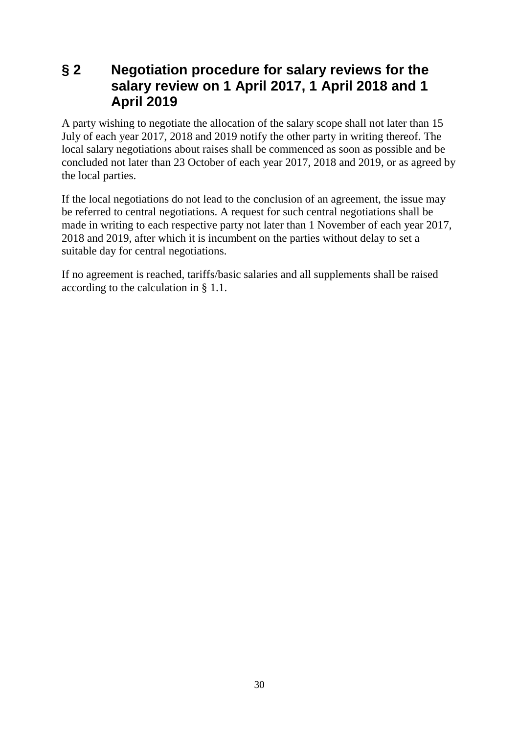## § 2 Negotiation procedure for salary reviews for the salary review on 1 April 2017, 1 April 2018 and 1 April 2019

A party wishing to negotiate the allocation of the salary scope shall not later than 15 July of each year 2017, 2018 and 2019 notify the other party in writing thereof. The local salary negotiations about raises shall be commenced as soon as possible and be concluded not later than 23 October of each year 2017, 2018 and 2019, or as agreed by the local parties.

If the local negotiations do not lead to the conclusion of an agreement, the issue may be referred to central negotiations. A request for such central negotiations shall be made in writing to each respective party not later than 1 November of each year 2017, 2018 and 2019, after which it is incumbent on the parties without delay to set a suitable day for central negotiations.

If no agreement is reached, tariffs/basic salaries and all supplements shall be raised according to the calculation in § 1.1.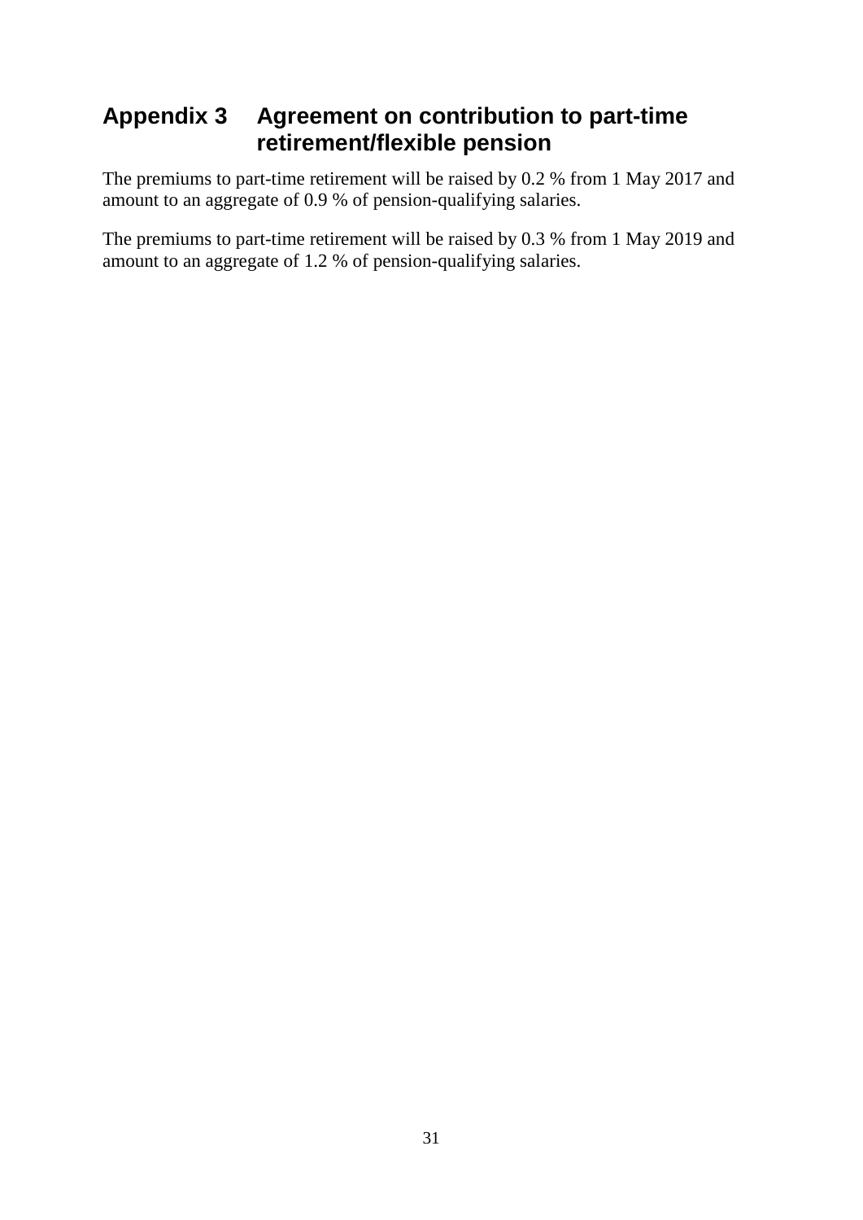## Appendix 3 Agreement on contribution to part-time retirement/flexible pension

The premiums to part-time retirement will be raised by 0.2 % from 1 May 2017 and amount to an aggregate of 0.9 % of pension-qualifying salaries.

The premiums to part-time retirement will be raised by 0.3 % from 1 May 2019 and amount to an aggregate of 1.2 % of pension-qualifying salaries.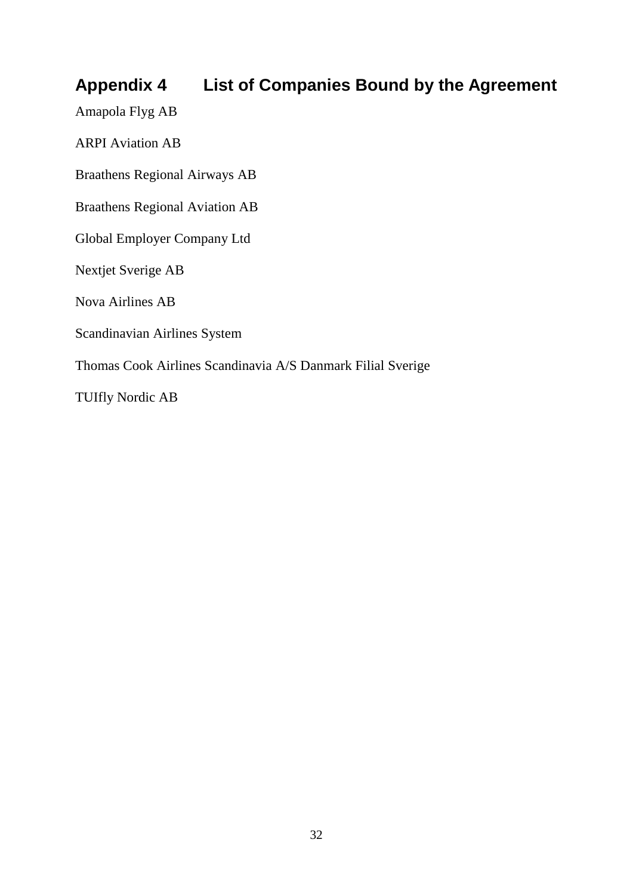# Appendix 4 List of Companies Bound by the Agreement

Amapola Flyg AB

ARPI Aviation AB

Braathens Regional Airways AB

Braathens Regional Aviation AB

Global Employer Company Ltd

Nextjet Sverige AB

Nova Airlines AB

Scandinavian Airlines System

Thomas Cook Airlines Scandinavia A/S Danmark Filial Sverige

TUIfly Nordic AB